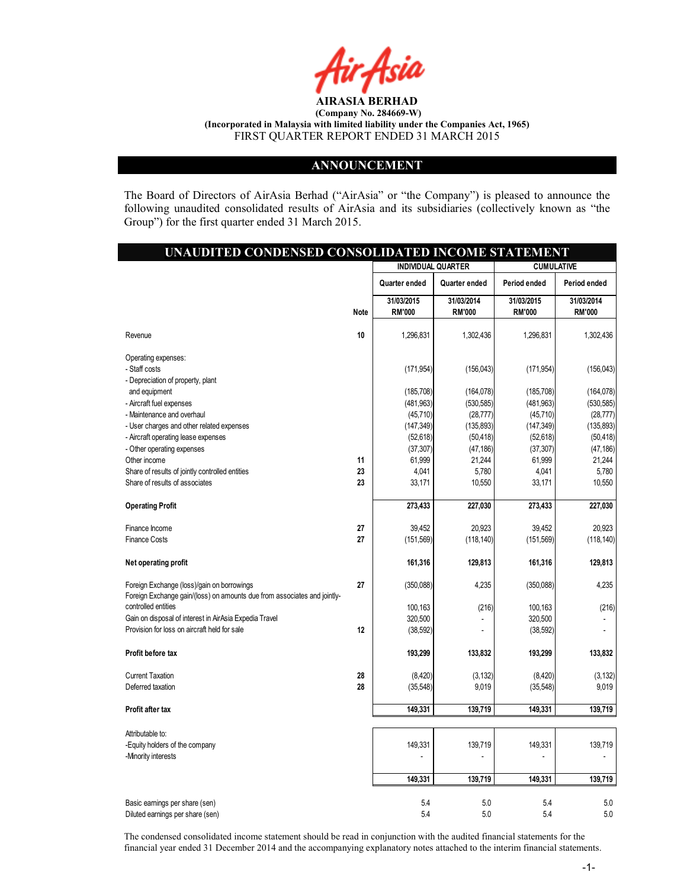**AIRASIA BERHAD**
**(Company No. 284669-W)**
**(Incorporated in Malaysia with limited liability under the Companies Act, 1965)**
FIRST QUARTER REPORT ENDED 31 MARCH 2015

## ANNOUNCEMENT

The Board of Directors of AirAsia Berhad ("AirAsia" or "the Company") is pleased to announce the following unaudited consolidated results of AirAsia and its subsidiaries (collectively known as "the Group") for the first quarter ended 31 March 2015.

## UNAUDITED CONDENSED CONSOLIDATED INCOME STATEMENT

| | | INDIVIDUAL QUARTER | | CUMULATIVE | |
|---|---|---|---|---|---|
| | | Quarter ended | Quarter ended | Period ended | Period ended |
| | Note | 31/03/2015 RM'000 | 31/03/2014 RM'000 | 31/03/2015 RM'000 | 31/03/2014 RM'000 |
| Revenue | 10 | 1,296,831 | 1,302,436 | 1,296,831 | 1,302,436 |
| Operating expenses: | | | | | |
| - Staff costs | | (171,954) | (156,043) | (171,954) | (156,043) |
| - Depreciation of property, plant and equipment | | (185,708) | (164,078) | (185,708) | (164,078) |
| - Aircraft fuel expenses | | (481,963) | (530,585) | (481,963) | (530,585) |
| - Maintenance and overhaul | | (45,710) | (28,777) | (45,710) | (28,777) |
| - User charges and other related expenses | | (147,349) | (135,893) | (147,349) | (135,893) |
| - Aircraft operating lease expenses | | (52,618) | (50,418) | (52,618) | (50,418) |
| - Other operating expenses | | (37,307) | (47,186) | (37,307) | (47,186) |
| Other income | 11 | 61,999 | 21,244 | 61,999 | 21,244 |
| Share of results of jointly controlled entities | 23 | 4,041 | 5,780 | 4,041 | 5,780 |
| Share of results of associates | 23 | 33,171 | 10,550 | 33,171 | 10,550 |
| **Operating Profit** | | **273,433** | **227,030** | **273,433** | **227,030** |
| Finance Income | 27 | 39,452 | 20,923 | 39,452 | 20,923 |
| Finance Costs | 27 | (151,569) | (118,140) | (151,569) | (118,140) |
| **Net operating profit** | | **161,316** | **129,813** | **161,316** | **129,813** |
| Foreign Exchange (loss)/gain on borrowings | 27 | (350,088) | 4,235 | (350,088) | 4,235 |
| Foreign Exchange gain/(loss) on amounts due from associates and jointly-controlled entities | | 100,163 | (216) | 100,163 | (216) |
| Gain on disposal of interest in AirAsia Expedia Travel | | 320,500 | - | 320,500 | - |
| Provision for loss on aircraft held for sale | 12 | (38,592) | - | (38,592) | - |
| **Profit before tax** | | **193,299** | **133,832** | **193,299** | **133,832** |
| Current Taxation | 28 | (8,420) | (3,132) | (8,420) | (3,132) |
| Deferred taxation | 28 | (35,548) | 9,019 | (35,548) | 9,019 |
| **Profit after tax** | | **149,331** | **139,719** | **149,331** | **139,719** |
| Attributable to: | | | | | |
| -Equity holders of the company | | 149,331 | 139,719 | 149,331 | 139,719 |
| -Minority interests | | - | - | - | - |
| | | **149,331** | **139,719** | **149,331** | **139,719** |
| Basic earnings per share (sen) | | 5.4 | 5.0 | 5.4 | 5.0 |
| Diluted earnings per share (sen) | | 5.4 | 5.0 | 5.4 | 5.0 |

The condensed consolidated income statement should be read in conjunction with the audited financial statements for the financial year ended 31 December 2014 and the accompanying explanatory notes attached to the interim financial statements.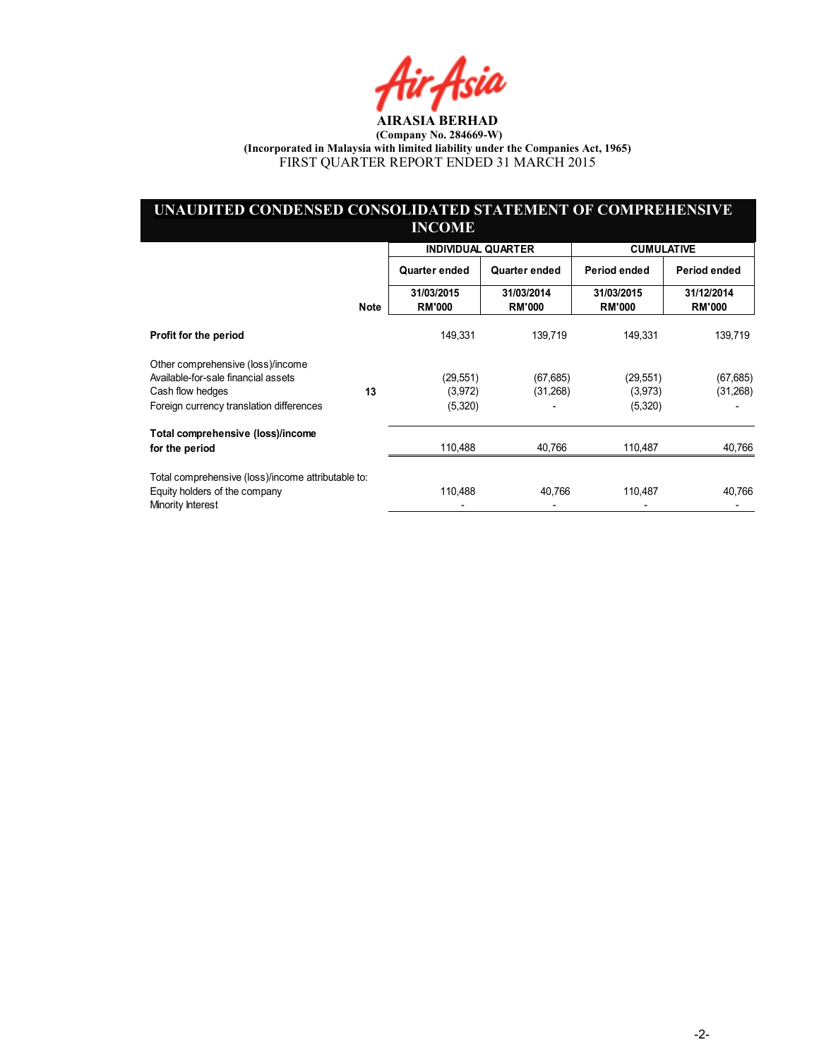**AIRASIA BERHAD**

**(Company No. 284669-W)**

**(Incorporated in Malaysia with limited liability under the Companies Act, 1965)**

FIRST QUARTER REPORT ENDED 31 MARCH 2015

## UNAUDITED CONDENSED CONSOLIDATED STATEMENT OF COMPREHENSIVE INCOME

| | Note | INDIVIDUAL QUARTER | | CUMULATIVE | |
|---|---|---|---|---|---|
| | | Quarter ended | Quarter ended | Period ended | Period ended |
| | | 31/03/2015<br>RM'000 | 31/03/2014<br>RM'000 | 31/03/2015<br>RM'000 | 31/12/2014<br>RM'000 |
| **Profit for the period** | | 149,331 | 139,719 | 149,331 | 139,719 |
| Other comprehensive (loss)/income | | | | | |
| Available-for-sale financial assets | | (29,551) | (67,685) | (29,551) | (67,685) |
| Cash flow hedges | 13 | (3,972) | (31,268) | (3,973) | (31,268) |
| Foreign currency translation differences | | (5,320) | - | (5,320) | - |
| **Total comprehensive (loss)/income for the period** | | 110,488 | 40,766 | 110,487 | 40,766 |
| Total comprehensive (loss)/income attributable to: | | | | | |
| Equity holders of the company | | 110,488 | 40,766 | 110,487 | 40,766 |
| Minority Interest | | - | - | - | - |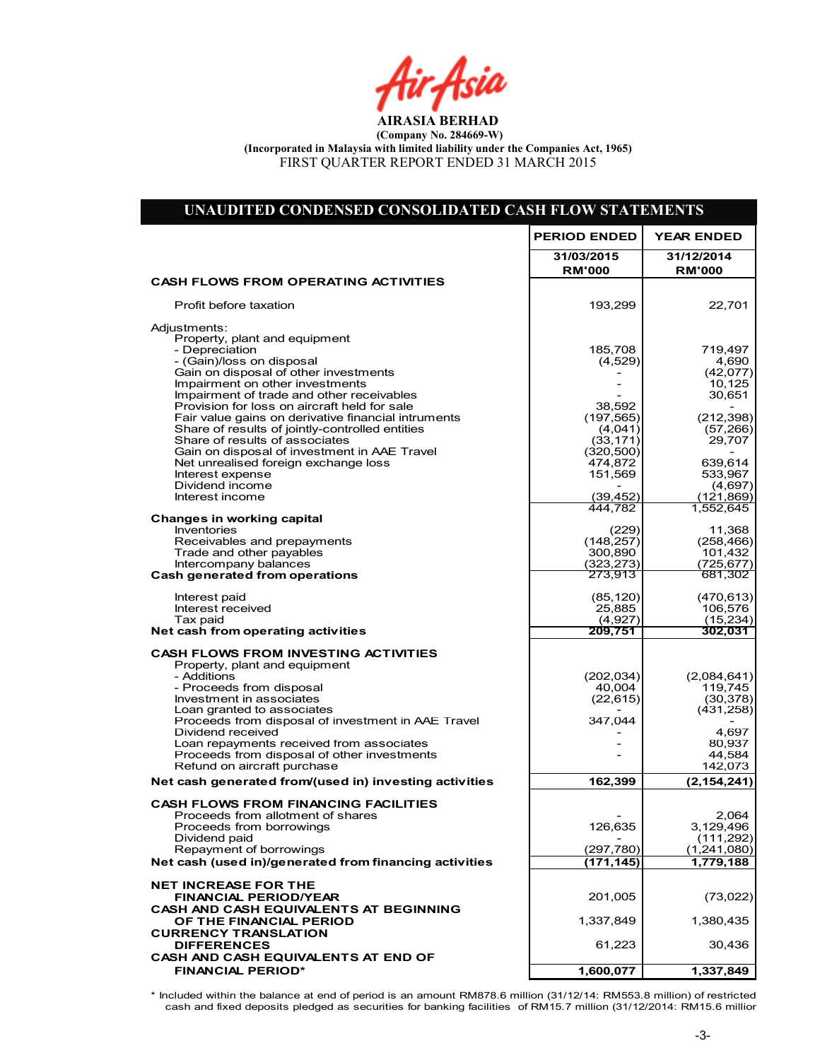**AIRASIA BERHAD**

**(Company No. 284669-W)**

**(Incorporated in Malaysia with limited liability under the Companies Act, 1965)**

FIRST QUARTER REPORT ENDED 31 MARCH 2015

## UNAUDITED CONDENSED CONSOLIDATED CASH FLOW STATEMENTS

| | PERIOD ENDED | YEAR ENDED |
|---|---|---|
| | 31/03/2015 RM'000 | 31/12/2014 RM'000 |
| **CASH FLOWS FROM OPERATING ACTIVITIES** | | |
| Profit before taxation | 193,299 | 22,701 |
| Adjustments: | | |
| Property, plant and equipment | | |
| - Depreciation | 185,708 | 719,497 |
| - (Gain)/loss on disposal | (4,529) | 4,690 |
| Gain on disposal of other investments | - | (42,077) |
| Impairment on other investments | - | 10,125 |
| Impairment of trade and other receivables | - | 30,651 |
| Provision for loss on aircraft held for sale | 38,592 | - |
| Fair value gains on derivative financial intruments | (197,565) | (212,398) |
| Share of results of jointly-controlled entities | (4,041) | (57,266) |
| Share of results of associates | (33,171) | 29,707 |
| Gain on disposal of investment in AAE Travel | (320,500) | - |
| Net unrealised foreign exchange loss | 474,872 | 639,614 |
| Interest expense | 151,569 | 533,967 |
| Dividend income | - | (4,697) |
| Interest income | (39,452) | (121,869) |
| | 444,782 | 1,552,645 |
| **Changes in working capital** | | |
| Inventories | (229) | 11,368 |
| Receivables and prepayments | (148,257) | (258,466) |
| Trade and other payables | 300,890 | 101,432 |
| Intercompany balances | (323,273) | (725,677) |
| **Cash generated from operations** | 273,913 | 681,302 |
| Interest paid | (85,120) | (470,613) |
| Interest received | 25,885 | 106,576 |
| Tax paid | (4,927) | (15,234) |
| **Net cash from operating activities** | **209,751** | **302,031** |
| **CASH FLOWS FROM INVESTING ACTIVITIES** | | |
| Property, plant and equipment | | |
| - Additions | (202,034) | (2,084,641) |
| - Proceeds from disposal | 40,004 | 119,745 |
| Investment in associates | (22,615) | (30,378) |
| Loan granted to associates | - | (431,258) |
| Proceeds from disposal of investment in AAE Travel | 347,044 | - |
| Dividend received | - | 4,697 |
| Loan repayments received from associates | - | 80,937 |
| Proceeds from disposal of other investments | - | 44,584 |
| Refund on aircraft purchase | | 142,073 |
| **Net cash generated from/(used in) investing activities** | **162,399** | **(2,154,241)** |
| **CASH FLOWS FROM FINANCING FACILITIES** | | |
| Proceeds from allotment of shares | - | 2,064 |
| Proceeds from borrowings | 126,635 | 3,129,496 |
| Dividend paid | - | (111,292) |
| Repayment of borrowings | (297,780) | (1,241,080) |
| **Net cash (used in)/generated from financing activities** | **(171,145)** | **1,779,188** |
| **NET INCREASE FOR THE FINANCIAL PERIOD/YEAR** | 201,005 | (73,022) |
| **CASH AND CASH EQUIVALENTS AT BEGINNING OF THE FINANCIAL PERIOD** | 1,337,849 | 1,380,435 |
| **CURRENCY TRANSLATION DIFFERENCES** | 61,223 | 30,436 |
| **CASH AND CASH EQUIVALENTS AT END OF FINANCIAL PERIOD*** | **1,600,077** | **1,337,849** |

* Included within the balance at end of period is an amount RM878.6 million (31/12/14: RM553.8 million) of restricted cash and fixed deposits pledged as securities for banking facilities of RM15.7 million (31/12/2014: RM15.6 million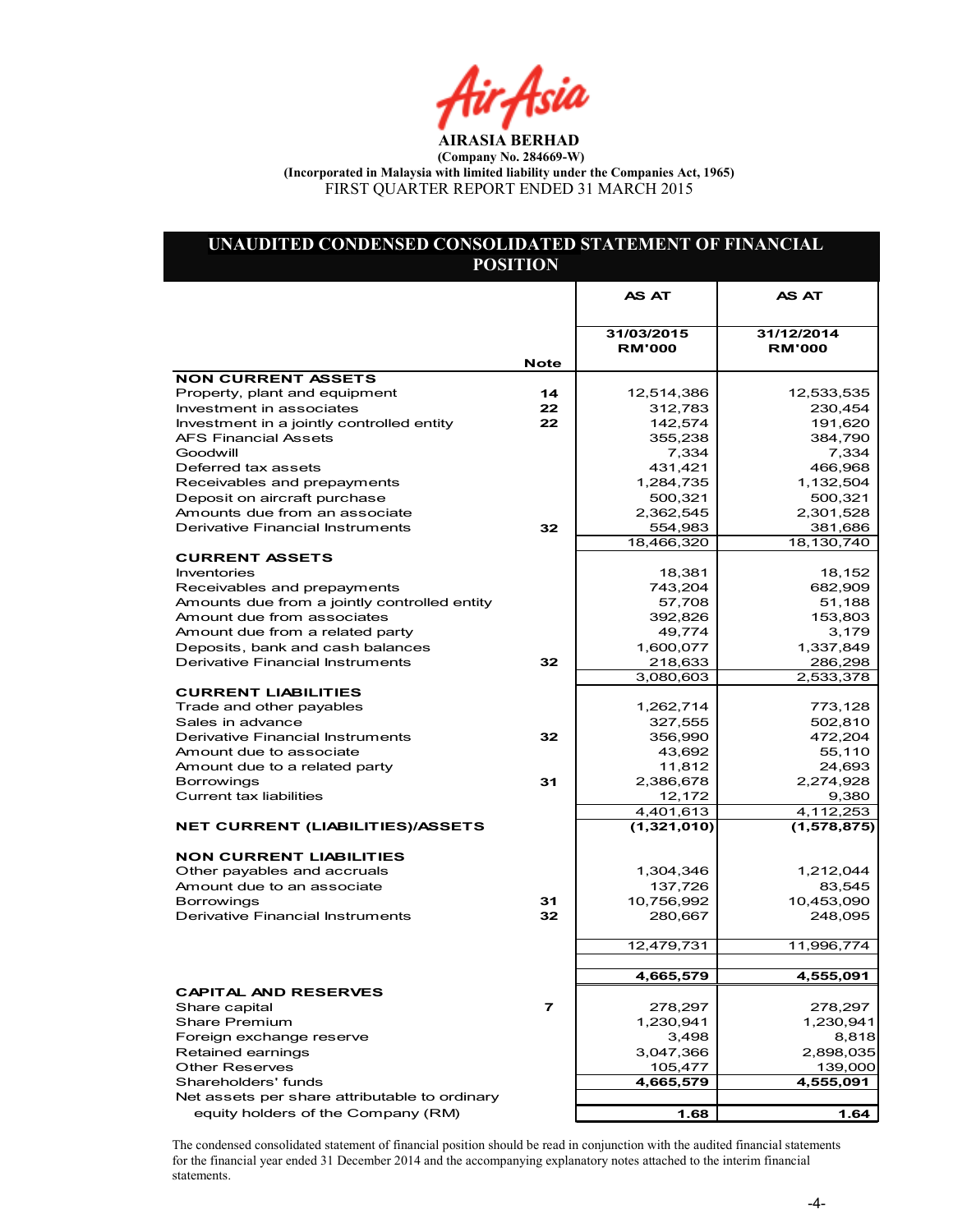**AIRASIA BERHAD**

**(Company No. 284669-W)**

**(Incorporated in Malaysia with limited liability under the Companies Act, 1965)**

FIRST QUARTER REPORT ENDED 31 MARCH 2015

## UNAUDITED CONDENSED CONSOLIDATED STATEMENT OF FINANCIAL POSITION

| | Note | AS AT 31/03/2015 RM'000 | AS AT 31/12/2014 RM'000 |
|---|---|---|---|
| **NON CURRENT ASSETS** | | | |
| Property, plant and equipment | 14 | 12,514,386 | 12,533,535 |
| Investment in associates | 22 | 312,783 | 230,454 |
| Investment in a jointly controlled entity | 22 | 142,574 | 191,620 |
| AFS Financial Assets | | 355,238 | 384,790 |
| Goodwill | | 7,334 | 7,334 |
| Deferred tax assets | | 431,421 | 466,968 |
| Receivables and prepayments | | 1,284,735 | 1,132,504 |
| Deposit on aircraft purchase | | 500,321 | 500,321 |
| Amounts due from an associate | | 2,362,545 | 2,301,528 |
| Derivative Financial Instruments | 32 | 554,983 | 381,686 |
| | | 18,466,320 | 18,130,740 |
| **CURRENT ASSETS** | | | |
| Inventories | | 18,381 | 18,152 |
| Receivables and prepayments | | 743,204 | 682,909 |
| Amounts due from a jointly controlled entity | | 57,708 | 51,188 |
| Amount due from associates | | 392,826 | 153,803 |
| Amount due from a related party | | 49,774 | 3,179 |
| Deposits, bank and cash balances | | 1,600,077 | 1,337,849 |
| Derivative Financial Instruments | 32 | 218,633 | 286,298 |
| | | 3,080,603 | 2,533,378 |
| **CURRENT LIABILITIES** | | | |
| Trade and other payables | | 1,262,714 | 773,128 |
| Sales in advance | | 327,555 | 502,810 |
| Derivative Financial Instruments | 32 | 356,990 | 472,204 |
| Amount due to associate | | 43,692 | 55,110 |
| Amount due to a related party | | 11,812 | 24,693 |
| Borrowings | 31 | 2,386,678 | 2,274,928 |
| Current tax liabilities | | 12,172 | 9,380 |
| | | 4,401,613 | 4,112,253 |
| **NET CURRENT (LIABILITIES)/ASSETS** | | **(1,321,010)** | **(1,578,875)** |
| **NON CURRENT LIABILITIES** | | | |
| Other payables and accruals | | 1,304,346 | 1,212,044 |
| Amount due to an associate | | 137,726 | 83,545 |
| Borrowings | 31 | 10,756,992 | 10,453,090 |
| Derivative Financial Instruments | 32 | 280,667 | 248,095 |
| | | 12,479,731 | 11,996,774 |
| | | **4,665,579** | **4,555,091** |
| **CAPITAL AND RESERVES** | | | |
| Share capital | 7 | 278,297 | 278,297 |
| Share Premium | | 1,230,941 | 1,230,941 |
| Foreign exchange reserve | | 3,498 | 8,818 |
| Retained earnings | | 3,047,366 | 2,898,035 |
| Other Reserves | | 105,477 | 139,000 |
| Shareholders' funds | | **4,665,579** | **4,555,091** |
| Net assets per share attributable to ordinary equity holders of the Company (RM) | | **1.68** | **1.64** |

The condensed consolidated statement of financial position should be read in conjunction with the audited financial statements for the financial year ended 31 December 2014 and the accompanying explanatory notes attached to the interim financial statements.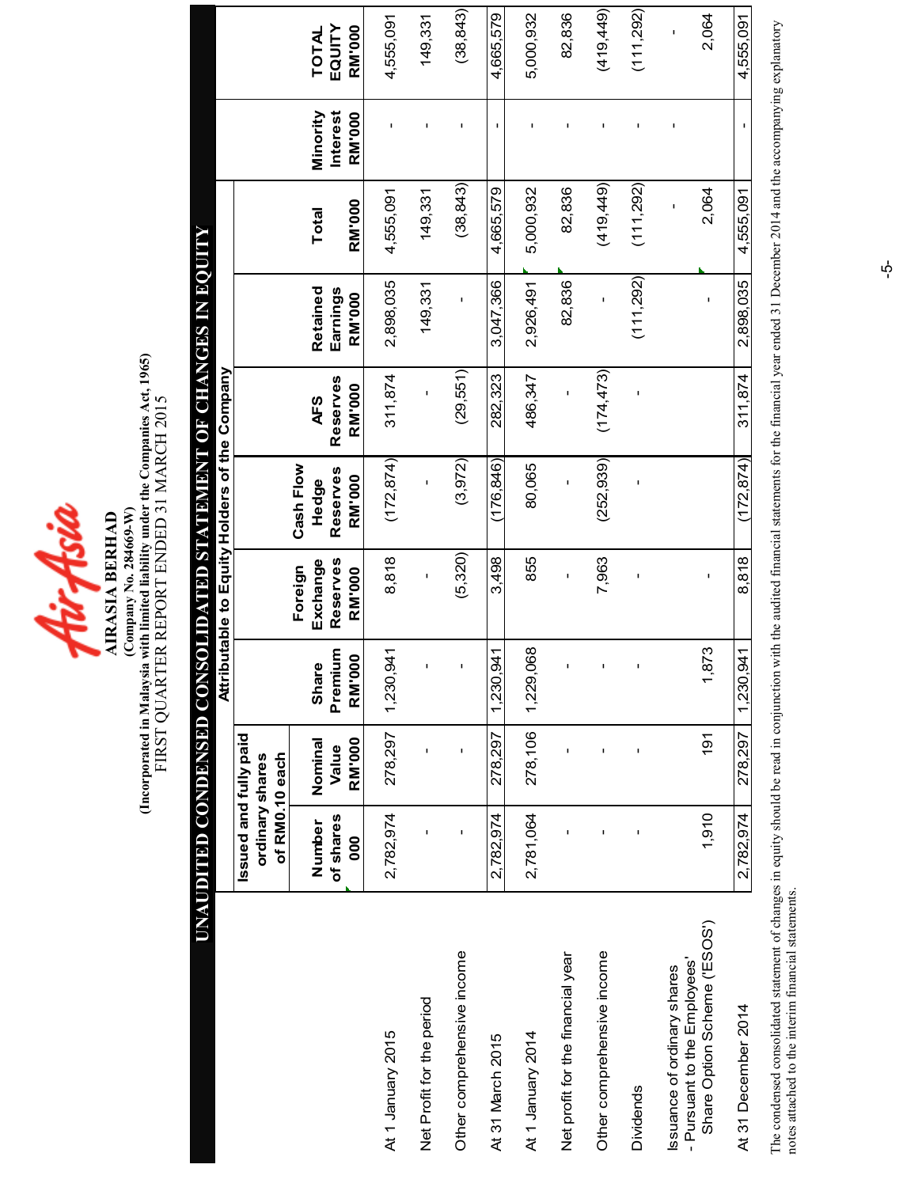**AIRASIA BERHAD**
**(Company No. 284669-W)**
**(Incorporated in Malaysia with limited liability under the Companies Act, 1965)**
FIRST QUARTER REPORT ENDED 31 MARCH 2015

## UNAUDITED CONDENSED CONSOLIDATED STATEMENT OF CHANGES IN EQUITY

| | Attributable to Equity Holders of the Company | | | | | | | | | | |
|---|---|---|---|---|---|---|---|---|---|---|---|
| | Issued and fully paid ordinary shares of RM0.10 each | | | | | | | | | | |
| | Number of shares 000 | Nominal Value RM'000 | Share Premium RM'000 | Foreign Exchange Reserves RM'000 | Cash Flow Hedge Reserves RM'000 | AFS Reserves RM'000 | Retained Earnings RM'000 | Total RM'000 | Minority Interest RM'000 | TOTAL EQUITY RM'000 |
| At 1 January 2015 | 2,782,974 | 278,297 | 1,230,941 | 8,818 | (172,874) | 311,874 | 2,898,035 | 4,555,091 | - | 4,555,091 |
| Net Profit for the period | - | - | - | - | - | - | 149,331 | 149,331 | - | 149,331 |
| Other comprehensive income | - | - | - | (5,320) | (3,972) | (29,551) | - | (38,843) | - | (38,843) |
| At 31 March 2015 | 2,782,974 | 278,297 | 1,230,941 | 3,498 | (176,846) | 282,323 | 3,047,366 | 4,665,579 | - | 4,665,579 |
| At 1 January 2014 | 2,781,064 | 278,106 | 1,229,068 | 855 | 80,065 | 486,347 | 2,926,491 | 5,000,932 | - | 5,000,932 |
| Net profit for the financial year | - | - | - | - | - | - | 82,836 | 82,836 | - | 82,836 |
| Other comprehensive income | - | - | - | 7,963 | (252,939) | (174,473) | - | (419,449) | - | (419,449) |
| Dividends | - | - | - | - | - | - | (111,292) | (111,292) | - | (111,292) |
| Issuance of ordinary shares - Pursuant to the Employees' Share Option Scheme ('ESOS') | 1,910 | 191 | 1,873 | - | - | - | - | 2,064 | - | 2,064 |
| At 31 December 2014 | 2,782,974 | 278,297 | 1,230,941 | 8,818 | (172,874) | 311,874 | 2,898,035 | 4,555,091 | - | 4,555,091 |

The condensed consolidated statement of changes in equity should be read in conjunction with the audited financial statements for the financial year ended 31 December 2014 and the accompanying explanatory notes attached to the interim financial statements.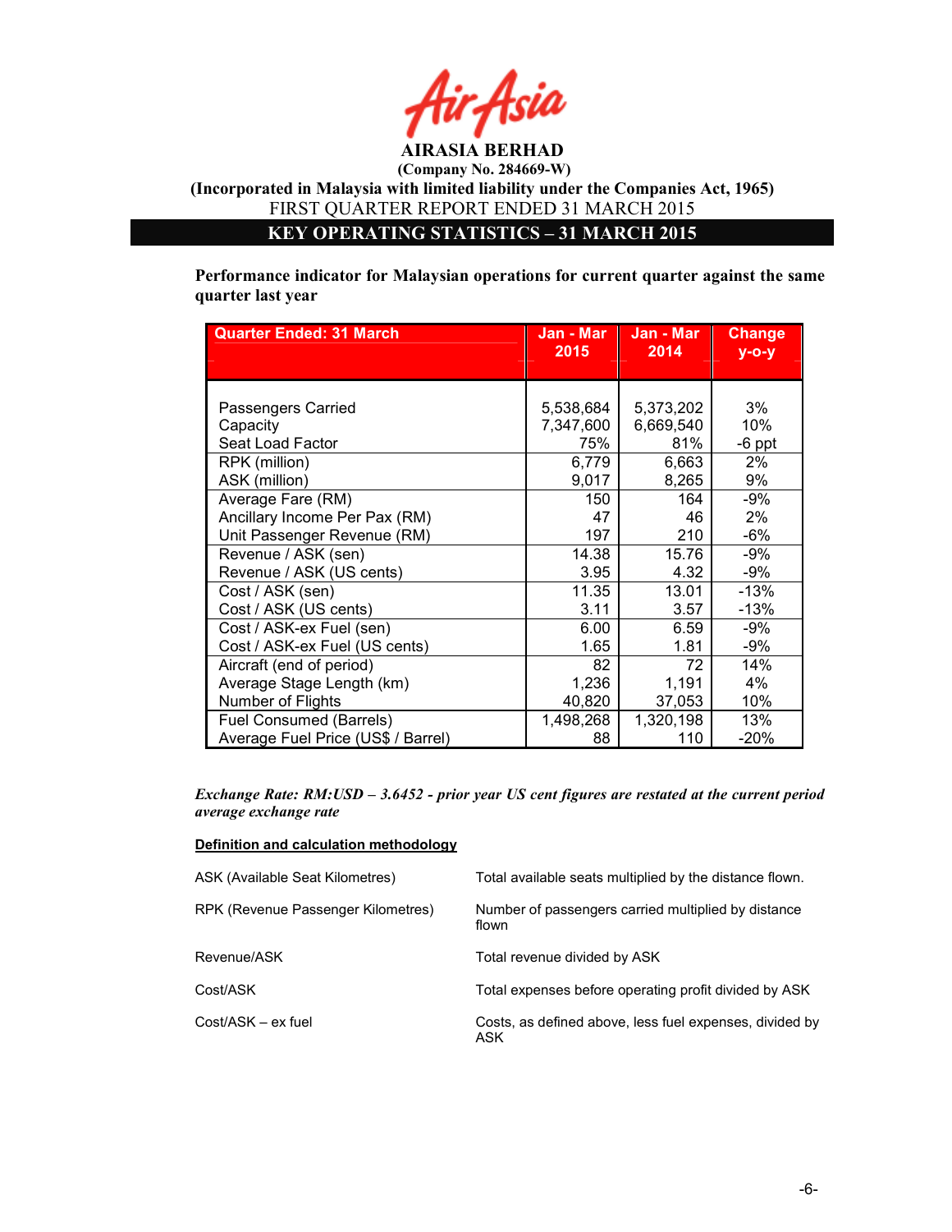AIRASIA BERHAD
(Company No. 284669-W)
(Incorporated in Malaysia with limited liability under the Companies Act, 1965)
FIRST QUARTER REPORT ENDED 31 MARCH 2015

## KEY OPERATING STATISTICS – 31 MARCH 2015

**Performance indicator for Malaysian operations for current quarter against the same quarter last year**

| Quarter Ended: 31 March | Jan - Mar 2015 | Jan - Mar 2014 | Change y-o-y |
|---|---|---|---|
| Passengers Carried | 5,538,684 | 5,373,202 | 3% |
| Capacity | 7,347,600 | 6,669,540 | 10% |
| Seat Load Factor | 75% | 81% | -6 ppt |
| RPK (million) | 6,779 | 6,663 | 2% |
| ASK (million) | 9,017 | 8,265 | 9% |
| Average Fare (RM) | 150 | 164 | -9% |
| Ancillary Income Per Pax (RM) | 47 | 46 | 2% |
| Unit Passenger Revenue (RM) | 197 | 210 | -6% |
| Revenue / ASK (sen) | 14.38 | 15.76 | -9% |
| Revenue / ASK (US cents) | 3.95 | 4.32 | -9% |
| Cost / ASK (sen) | 11.35 | 13.01 | -13% |
| Cost / ASK (US cents) | 3.11 | 3.57 | -13% |
| Cost / ASK-ex Fuel (sen) | 6.00 | 6.59 | -9% |
| Cost / ASK-ex Fuel (US cents) | 1.65 | 1.81 | -9% |
| Aircraft (end of period) | 82 | 72 | 14% |
| Average Stage Length (km) | 1,236 | 1,191 | 4% |
| Number of Flights | 40,820 | 37,053 | 10% |
| Fuel Consumed (Barrels) | 1,498,268 | 1,320,198 | 13% |
| Average Fuel Price (US$ / Barrel) | 88 | 110 | -20% |

***Exchange Rate: RM:USD – 3.6452 - prior year US cent figures are restated at the current period average exchange rate***

**Definition and calculation methodology**

| | |
|---|---|
| ASK (Available Seat Kilometres) | Total available seats multiplied by the distance flown. |
| RPK (Revenue Passenger Kilometres) | Number of passengers carried multiplied by distance flown |
| Revenue/ASK | Total revenue divided by ASK |
| Cost/ASK | Total expenses before operating profit divided by ASK |
| Cost/ASK – ex fuel | Costs, as defined above, less fuel expenses, divided by ASK |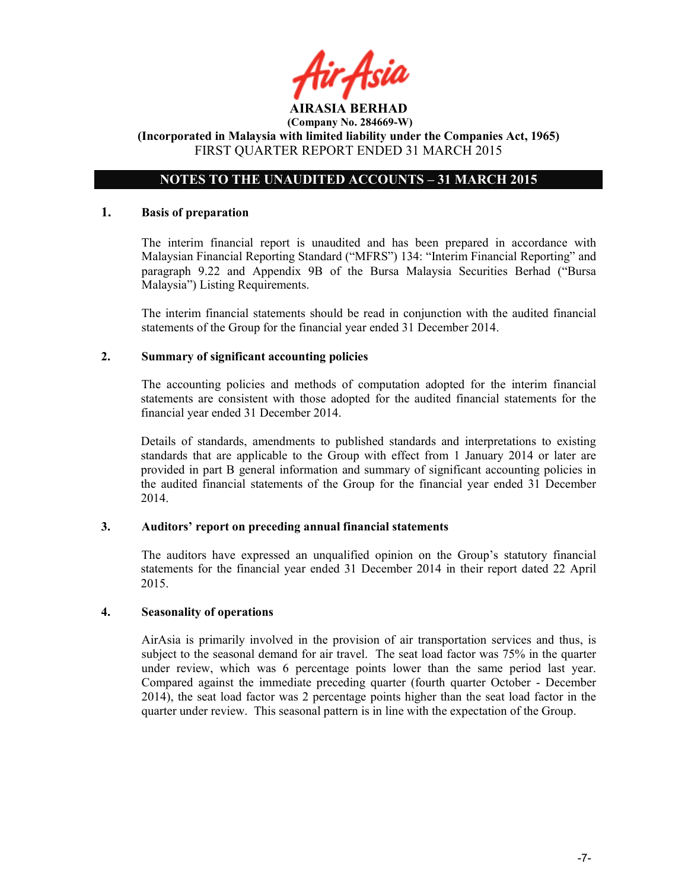**AIRASIA BERHAD**
**(Company No. 284669-W)**
**(Incorporated in Malaysia with limited liability under the Companies Act, 1965)**
FIRST QUARTER REPORT ENDED 31 MARCH 2015

## NOTES TO THE UNAUDITED ACCOUNTS – 31 MARCH 2015

### 1. Basis of preparation

The interim financial report is unaudited and has been prepared in accordance with Malaysian Financial Reporting Standard ("MFRS") 134: "Interim Financial Reporting" and paragraph 9.22 and Appendix 9B of the Bursa Malaysia Securities Berhad ("Bursa Malaysia") Listing Requirements.

The interim financial statements should be read in conjunction with the audited financial statements of the Group for the financial year ended 31 December 2014.

### 2. Summary of significant accounting policies

The accounting policies and methods of computation adopted for the interim financial statements are consistent with those adopted for the audited financial statements for the financial year ended 31 December 2014.

Details of standards, amendments to published standards and interpretations to existing standards that are applicable to the Group with effect from 1 January 2014 or later are provided in part B general information and summary of significant accounting policies in the audited financial statements of the Group for the financial year ended 31 December 2014.

### 3. Auditors' report on preceding annual financial statements

The auditors have expressed an unqualified opinion on the Group's statutory financial statements for the financial year ended 31 December 2014 in their report dated 22 April 2015.

### 4. Seasonality of operations

AirAsia is primarily involved in the provision of air transportation services and thus, is subject to the seasonal demand for air travel. The seat load factor was 75% in the quarter under review, which was 6 percentage points lower than the same period last year. Compared against the immediate preceding quarter (fourth quarter October - December 2014), the seat load factor was 2 percentage points higher than the seat load factor in the quarter under review. This seasonal pattern is in line with the expectation of the Group.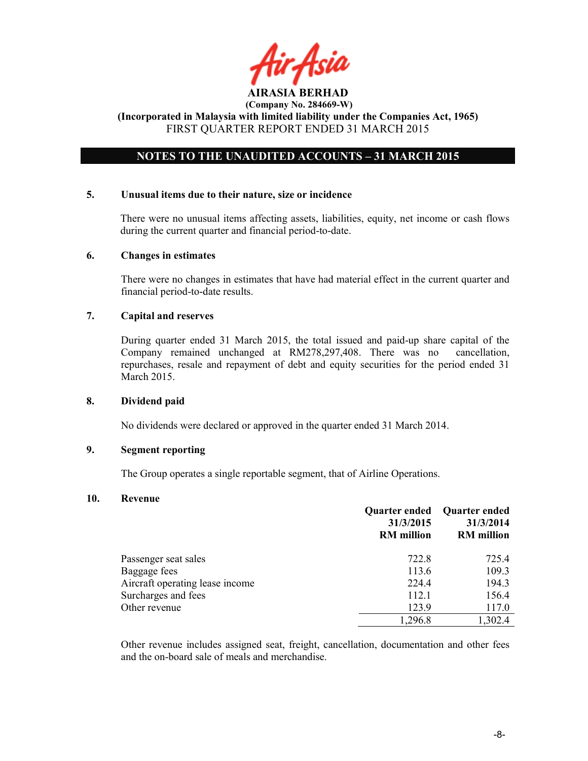AIRASIA BERHAD
(Company No. 284669-W)
(Incorporated in Malaysia with limited liability under the Companies Act, 1965)
FIRST QUARTER REPORT ENDED 31 MARCH 2015

## NOTES TO THE UNAUDITED ACCOUNTS – 31 MARCH 2015

### 5. Unusual items due to their nature, size or incidence

There were no unusual items affecting assets, liabilities, equity, net income or cash flows during the current quarter and financial period-to-date.

### 6. Changes in estimates

There were no changes in estimates that have had material effect in the current quarter and financial period-to-date results.

### 7. Capital and reserves

During quarter ended 31 March 2015, the total issued and paid-up share capital of the Company remained unchanged at RM278,297,408. There was no cancellation, repurchases, resale and repayment of debt and equity securities for the period ended 31 March 2015.

### 8. Dividend paid

No dividends were declared or approved in the quarter ended 31 March 2014.

### 9. Segment reporting

The Group operates a single reportable segment, that of Airline Operations.

### 10. Revenue

| | Quarter ended 31/3/2015 RM million | Quarter ended 31/3/2014 RM million |
|---|---|---|
| Passenger seat sales | 722.8 | 725.4 |
| Baggage fees | 113.6 | 109.3 |
| Aircraft operating lease income | 224.4 | 194.3 |
| Surcharges and fees | 112.1 | 156.4 |
| Other revenue | 123.9 | 117.0 |
| | 1,296.8 | 1,302.4 |

Other revenue includes assigned seat, freight, cancellation, documentation and other fees and the on-board sale of meals and merchandise.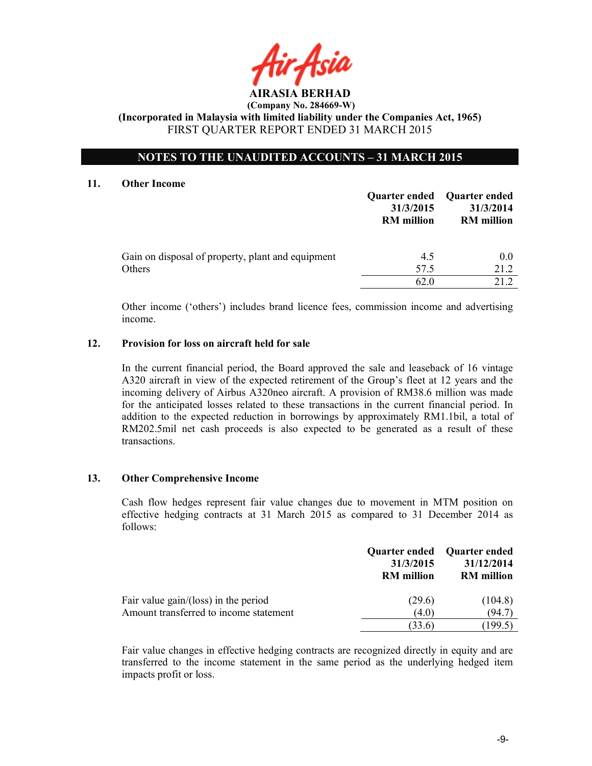**AIRASIA BERHAD**
**(Company No. 284669-W)**
**(Incorporated in Malaysia with limited liability under the Companies Act, 1965)**
FIRST QUARTER REPORT ENDED 31 MARCH 2015

## NOTES TO THE UNAUDITED ACCOUNTS – 31 MARCH 2015

### 11. Other Income

| | Quarter ended 31/3/2015 RM million | Quarter ended 31/3/2014 RM million |
|---|---|---|
| Gain on disposal of property, plant and equipment | 4.5 | 0.0 |
| Others | 57.5 | 21.2 |
| | 62.0 | 21.2 |

Other income ('others') includes brand licence fees, commission income and advertising income.

### 12. Provision for loss on aircraft held for sale

In the current financial period, the Board approved the sale and leaseback of 16 vintage A320 aircraft in view of the expected retirement of the Group's fleet at 12 years and the incoming delivery of Airbus A320neo aircraft. A provision of RM38.6 million was made for the anticipated losses related to these transactions in the current financial period. In addition to the expected reduction in borrowings by approximately RM1.1bil, a total of RM202.5mil net cash proceeds is also expected to be generated as a result of these transactions.

### 13. Other Comprehensive Income

Cash flow hedges represent fair value changes due to movement in MTM position on effective hedging contracts at 31 March 2015 as compared to 31 December 2014 as follows:

| | Quarter ended 31/3/2015 RM million | Quarter ended 31/12/2014 RM million |
|---|---|---|
| Fair value gain/(loss) in the period | (29.6) | (104.8) |
| Amount transferred to income statement | (4.0) | (94.7) |
| | (33.6) | (199.5) |

Fair value changes in effective hedging contracts are recognized directly in equity and are transferred to the income statement in the same period as the underlying hedged item impacts profit or loss.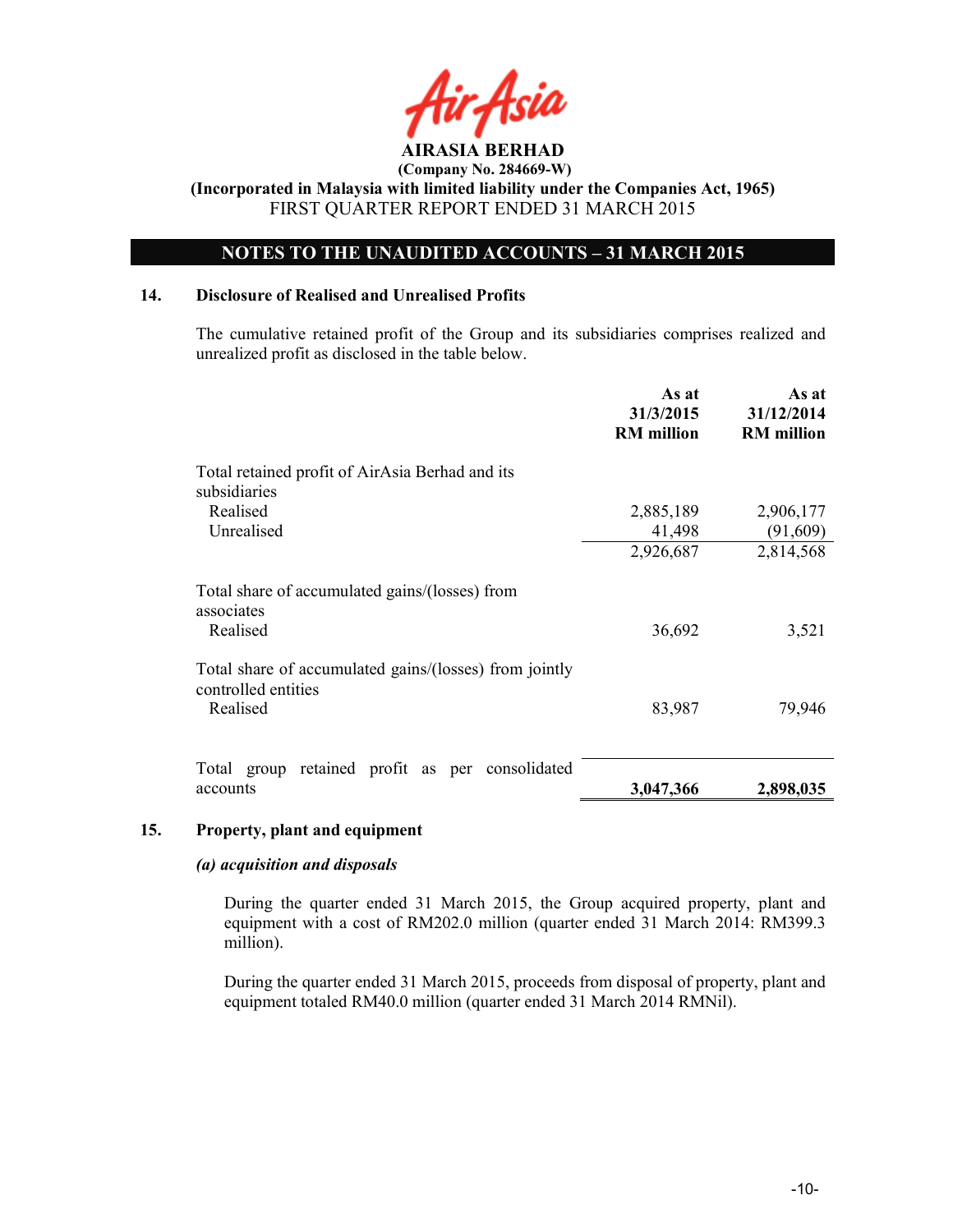**AIRASIA BERHAD**
**(Company No. 284669-W)**
**(Incorporated in Malaysia with limited liability under the Companies Act, 1965)**
FIRST QUARTER REPORT ENDED 31 MARCH 2015

## NOTES TO THE UNAUDITED ACCOUNTS – 31 MARCH 2015

### 14. Disclosure of Realised and Unrealised Profits

The cumulative retained profit of the Group and its subsidiaries comprises realized and unrealized profit as disclosed in the table below.

| | As at 31/3/2015 RM million | As at 31/12/2014 RM million |
|---|---|---|
| Total retained profit of AirAsia Berhad and its subsidiaries | | |
| Realised | 2,885,189 | 2,906,177 |
| Unrealised | 41,498 | (91,609) |
| | 2,926,687 | 2,814,568 |
| Total share of accumulated gains/(losses) from associates | | |
| Realised | 36,692 | 3,521 |
| Total share of accumulated gains/(losses) from jointly controlled entities | | |
| Realised | 83,987 | 79,946 |
| Total group retained profit as per consolidated accounts | **3,047,366** | **2,898,035** |

### 15. Property, plant and equipment

***(a) acquisition and disposals***

During the quarter ended 31 March 2015, the Group acquired property, plant and equipment with a cost of RM202.0 million (quarter ended 31 March 2014: RM399.3 million).

During the quarter ended 31 March 2015, proceeds from disposal of property, plant and equipment totaled RM40.0 million (quarter ended 31 March 2014 RMNil).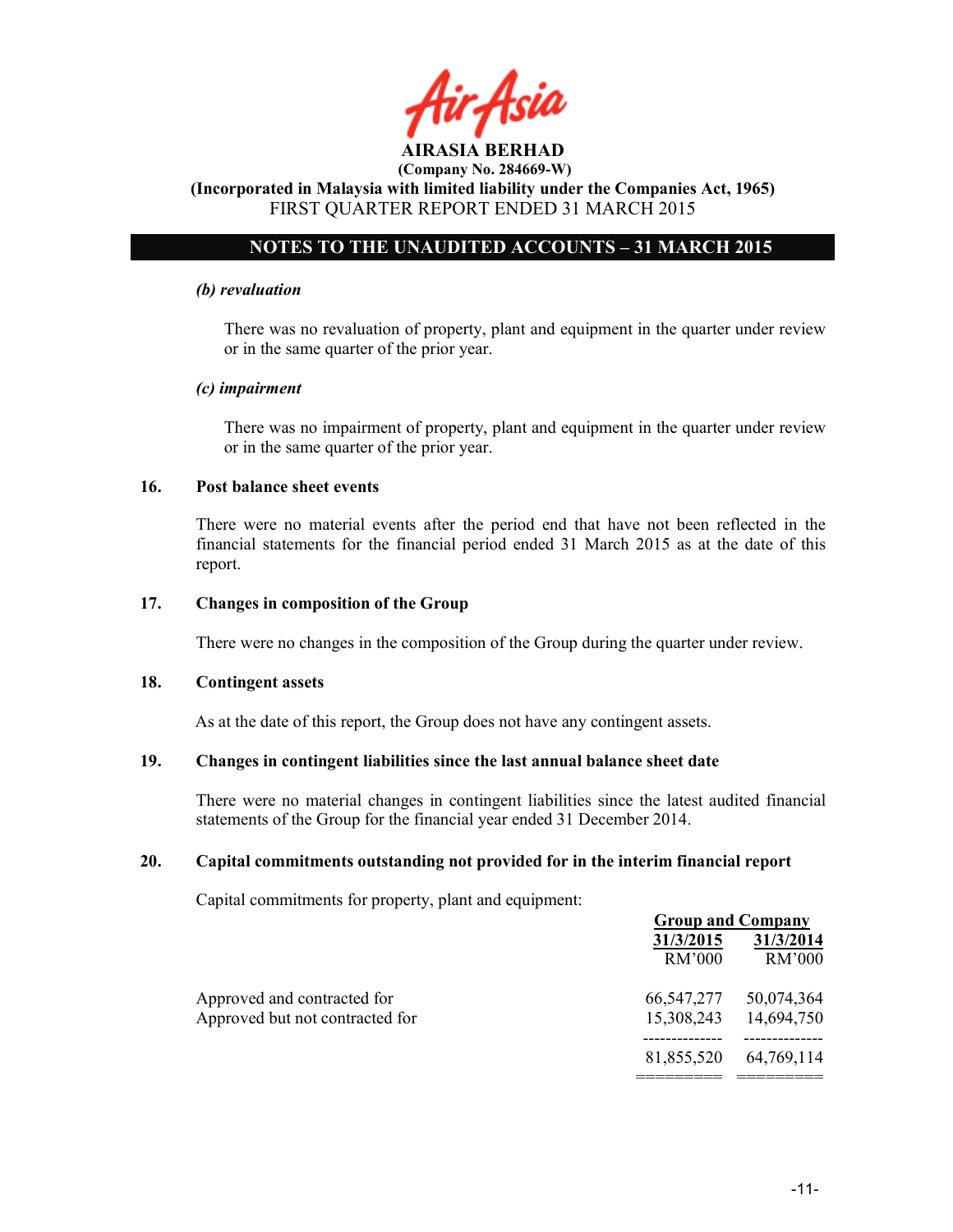# AIRASIA BERHAD

**(Company No. 284669-W)**

**(Incorporated in Malaysia with limited liability under the Companies Act, 1965)**

FIRST QUARTER REPORT ENDED 31 MARCH 2015

## NOTES TO THE UNAUDITED ACCOUNTS – 31 MARCH 2015

***(b) revaluation***

There was no revaluation of property, plant and equipment in the quarter under review or in the same quarter of the prior year.

***(c) impairment***

There was no impairment of property, plant and equipment in the quarter under review or in the same quarter of the prior year.

### 16. Post balance sheet events

There were no material events after the period end that have not been reflected in the financial statements for the financial period ended 31 March 2015 as at the date of this report.

### 17. Changes in composition of the Group

There were no changes in the composition of the Group during the quarter under review.

### 18. Contingent assets

As at the date of this report, the Group does not have any contingent assets.

### 19. Changes in contingent liabilities since the last annual balance sheet date

There were no material changes in contingent liabilities since the latest audited financial statements of the Group for the financial year ended 31 December 2014.

### 20. Capital commitments outstanding not provided for in the interim financial report

Capital commitments for property, plant and equipment:

| | Group and Company | |
|---|---|---|
| | 31/3/2015 | 31/3/2014 |
| | RM'000 | RM'000 |
| Approved and contracted for | 66,547,277 | 50,074,364 |
| Approved but not contracted for | 15,308,243 | 14,694,750 |
| | 81,855,520 | 64,769,114 |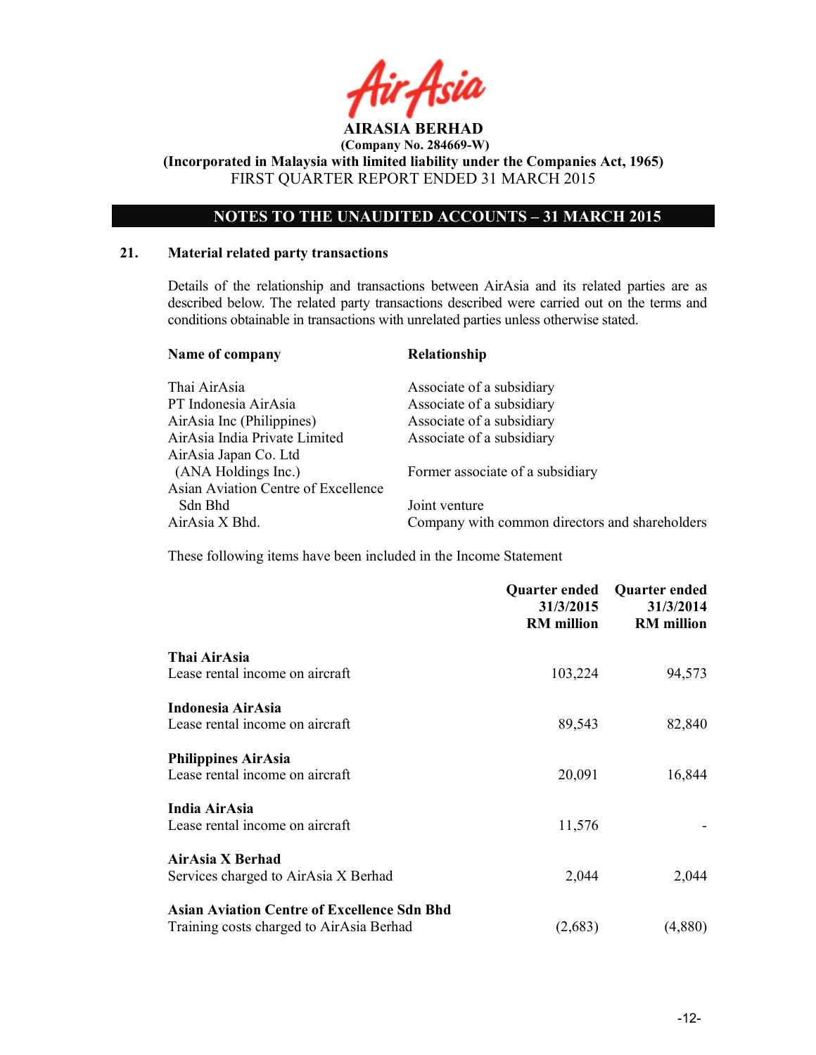AIRASIA BERHAD
(Company No. 284669-W)
(Incorporated in Malaysia with limited liability under the Companies Act, 1965)
FIRST QUARTER REPORT ENDED 31 MARCH 2015

## NOTES TO THE UNAUDITED ACCOUNTS – 31 MARCH 2015

### 21. Material related party transactions

Details of the relationship and transactions between AirAsia and its related parties are as described below. The related party transactions described were carried out on the terms and conditions obtainable in transactions with unrelated parties unless otherwise stated.

| Name of company | Relationship |
|---|---|
| Thai AirAsia | Associate of a subsidiary |
| PT Indonesia AirAsia | Associate of a subsidiary |
| AirAsia Inc (Philippines) | Associate of a subsidiary |
| AirAsia India Private Limited | Associate of a subsidiary |
| AirAsia Japan Co. Ltd (ANA Holdings Inc.) | Former associate of a subsidiary |
| Asian Aviation Centre of Excellence Sdn Bhd | Joint venture |
| AirAsia X Bhd. | Company with common directors and shareholders |

These following items have been included in the Income Statement

| | Quarter ended 31/3/2015 RM million | Quarter ended 31/3/2014 RM million |
|---|---|---|
| **Thai AirAsia** | | |
| Lease rental income on aircraft | 103,224 | 94,573 |
| **Indonesia AirAsia** | | |
| Lease rental income on aircraft | 89,543 | 82,840 |
| **Philippines AirAsia** | | |
| Lease rental income on aircraft | 20,091 | 16,844 |
| **India AirAsia** | | |
| Lease rental income on aircraft | 11,576 | - |
| **AirAsia X Berhad** | | |
| Services charged to AirAsia X Berhad | 2,044 | 2,044 |
| **Asian Aviation Centre of Excellence Sdn Bhd** | | |
| Training costs charged to AirAsia Berhad | (2,683) | (4,880) |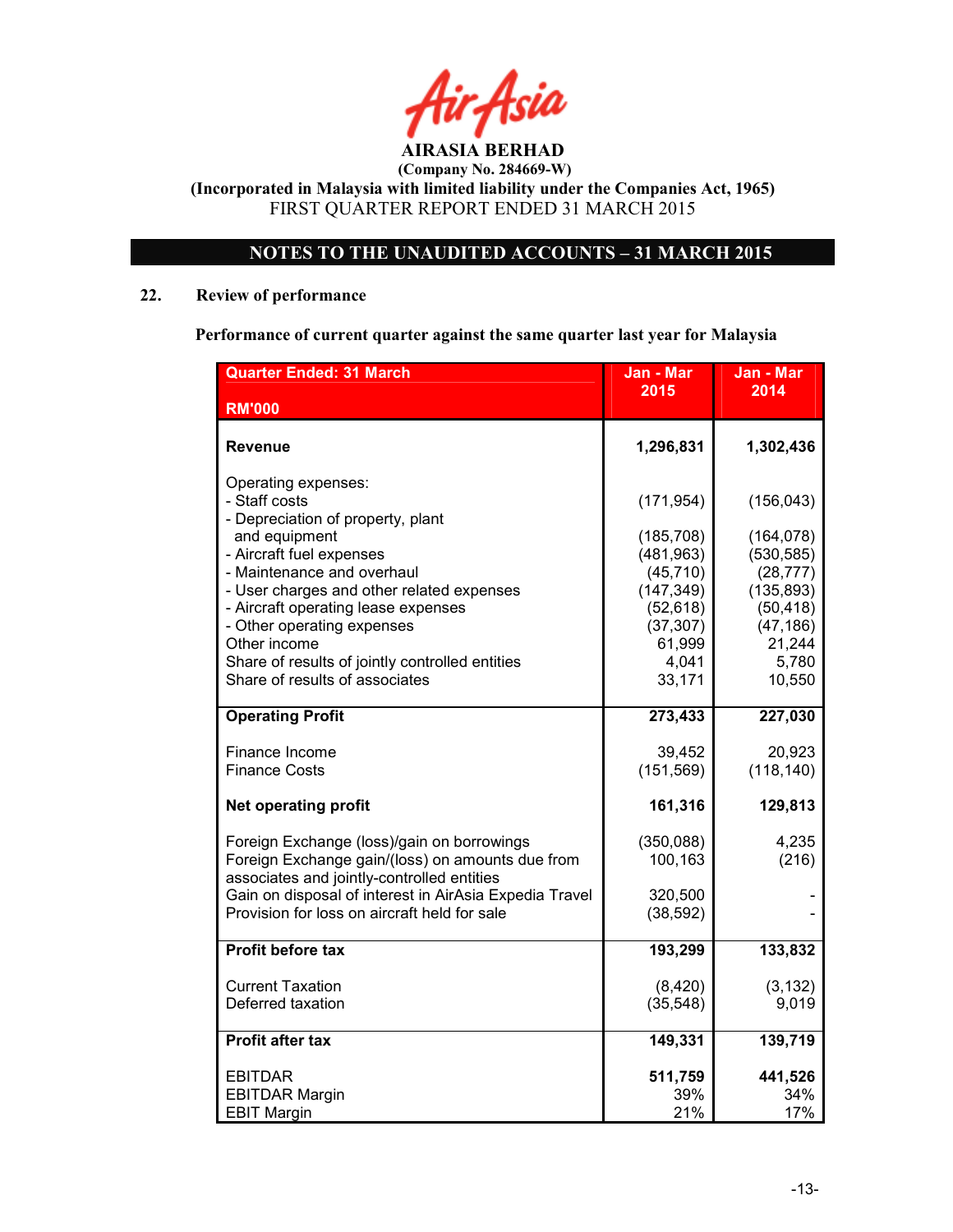AIRASIA BERHAD
(Company No. 284669-W)
(Incorporated in Malaysia with limited liability under the Companies Act, 1965)
FIRST QUARTER REPORT ENDED 31 MARCH 2015

## NOTES TO THE UNAUDITED ACCOUNTS – 31 MARCH 2015

### 22. Review of performance

**Performance of current quarter against the same quarter last year for Malaysia**

| Quarter Ended: 31 March<br>RM'000 | Jan - Mar 2015 | Jan - Mar 2014 |
|---|---|---|
| **Revenue** | **1,296,831** | **1,302,436** |
| Operating expenses: | | |
| - Staff costs | (171,954) | (156,043) |
| - Depreciation of property, plant and equipment | (185,708) | (164,078) |
| - Aircraft fuel expenses | (481,963) | (530,585) |
| - Maintenance and overhaul | (45,710) | (28,777) |
| - User charges and other related expenses | (147,349) | (135,893) |
| - Aircraft operating lease expenses | (52,618) | (50,418) |
| - Other operating expenses | (37,307) | (47,186) |
| Other income | 61,999 | 21,244 |
| Share of results of jointly controlled entities | 4,041 | 5,780 |
| Share of results of associates | 33,171 | 10,550 |
| **Operating Profit** | **273,433** | **227,030** |
| Finance Income | 39,452 | 20,923 |
| Finance Costs | (151,569) | (118,140) |
| **Net operating profit** | **161,316** | **129,813** |
| Foreign Exchange (loss)/gain on borrowings | (350,088) | 4,235 |
| Foreign Exchange gain/(loss) on amounts due from associates and jointly-controlled entities | 100,163 | (216) |
| Gain on disposal of interest in AirAsia Expedia Travel | 320,500 | - |
| Provision for loss on aircraft held for sale | (38,592) | - |
| **Profit before tax** | **193,299** | **133,832** |
| Current Taxation | (8,420) | (3,132) |
| Deferred taxation | (35,548) | 9,019 |
| **Profit after tax** | **149,331** | **139,719** |
| EBITDAR | **511,759** | **441,526** |
| EBITDAR Margin | 39% | 34% |
| EBIT Margin | 21% | 17% |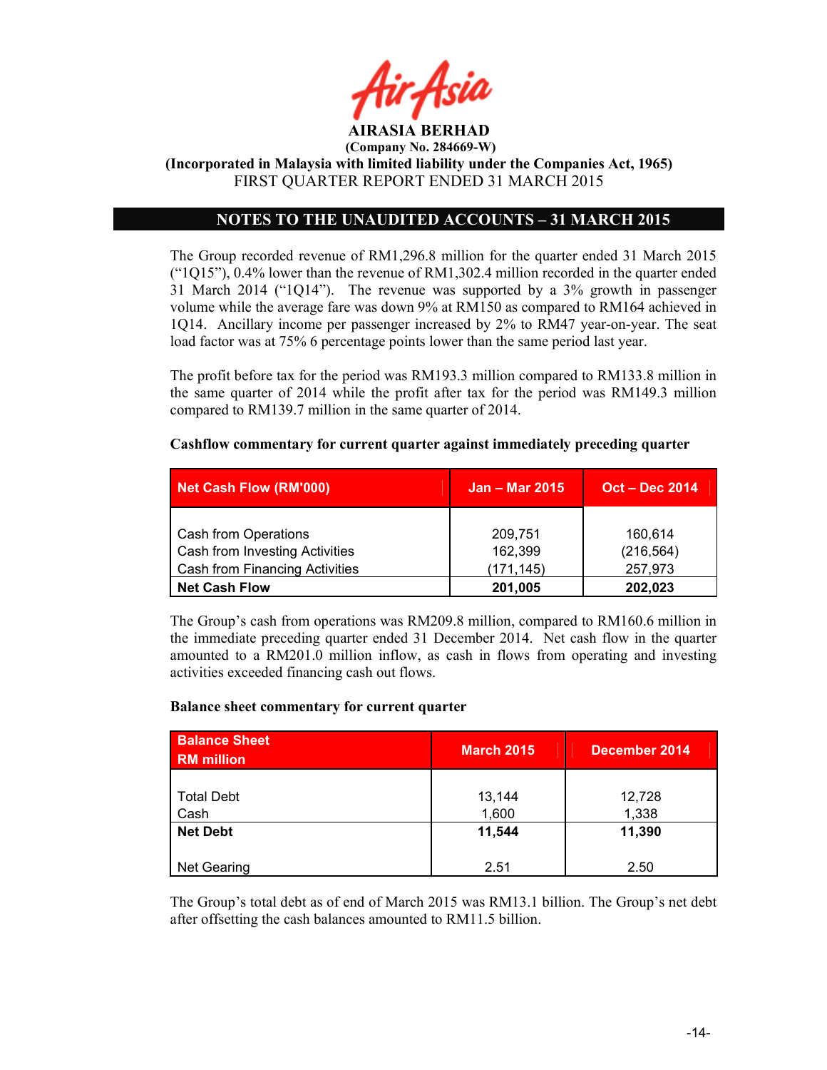# AIRASIA BERHAD

**(Company No. 284669-W)**

**(Incorporated in Malaysia with limited liability under the Companies Act, 1965)**

FIRST QUARTER REPORT ENDED 31 MARCH 2015

## NOTES TO THE UNAUDITED ACCOUNTS – 31 MARCH 2015

The Group recorded revenue of RM1,296.8 million for the quarter ended 31 March 2015 ("1Q15"), 0.4% lower than the revenue of RM1,302.4 million recorded in the quarter ended 31 March 2014 ("1Q14"). The revenue was supported by a 3% growth in passenger volume while the average fare was down 9% at RM150 as compared to RM164 achieved in 1Q14. Ancillary income per passenger increased by 2% to RM47 year-on-year. The seat load factor was at 75% 6 percentage points lower than the same period last year.

The profit before tax for the period was RM193.3 million compared to RM133.8 million in the same quarter of 2014 while the profit after tax for the period was RM149.3 million compared to RM139.7 million in the same quarter of 2014.

**Cashflow commentary for current quarter against immediately preceding quarter**

| Net Cash Flow (RM'000) | Jan – Mar 2015 | Oct – Dec 2014 |
|---|---|---|
| Cash from Operations | 209,751 | 160,614 |
| Cash from Investing Activities | 162,399 | (216,564) |
| Cash from Financing Activities | (171,145) | 257,973 |
| **Net Cash Flow** | **201,005** | **202,023** |

The Group's cash from operations was RM209.8 million, compared to RM160.6 million in the immediate preceding quarter ended 31 December 2014. Net cash flow in the quarter amounted to a RM201.0 million inflow, as cash in flows from operating and investing activities exceeded financing cash out flows.

**Balance sheet commentary for current quarter**

| Balance Sheet RM million | March 2015 | December 2014 |
|---|---|---|
| Total Debt | 13,144 | 12,728 |
| Cash | 1,600 | 1,338 |
| **Net Debt** | **11,544** | **11,390** |
| Net Gearing | 2.51 | 2.50 |

The Group's total debt as of end of March 2015 was RM13.1 billion. The Group's net debt after offsetting the cash balances amounted to RM11.5 billion.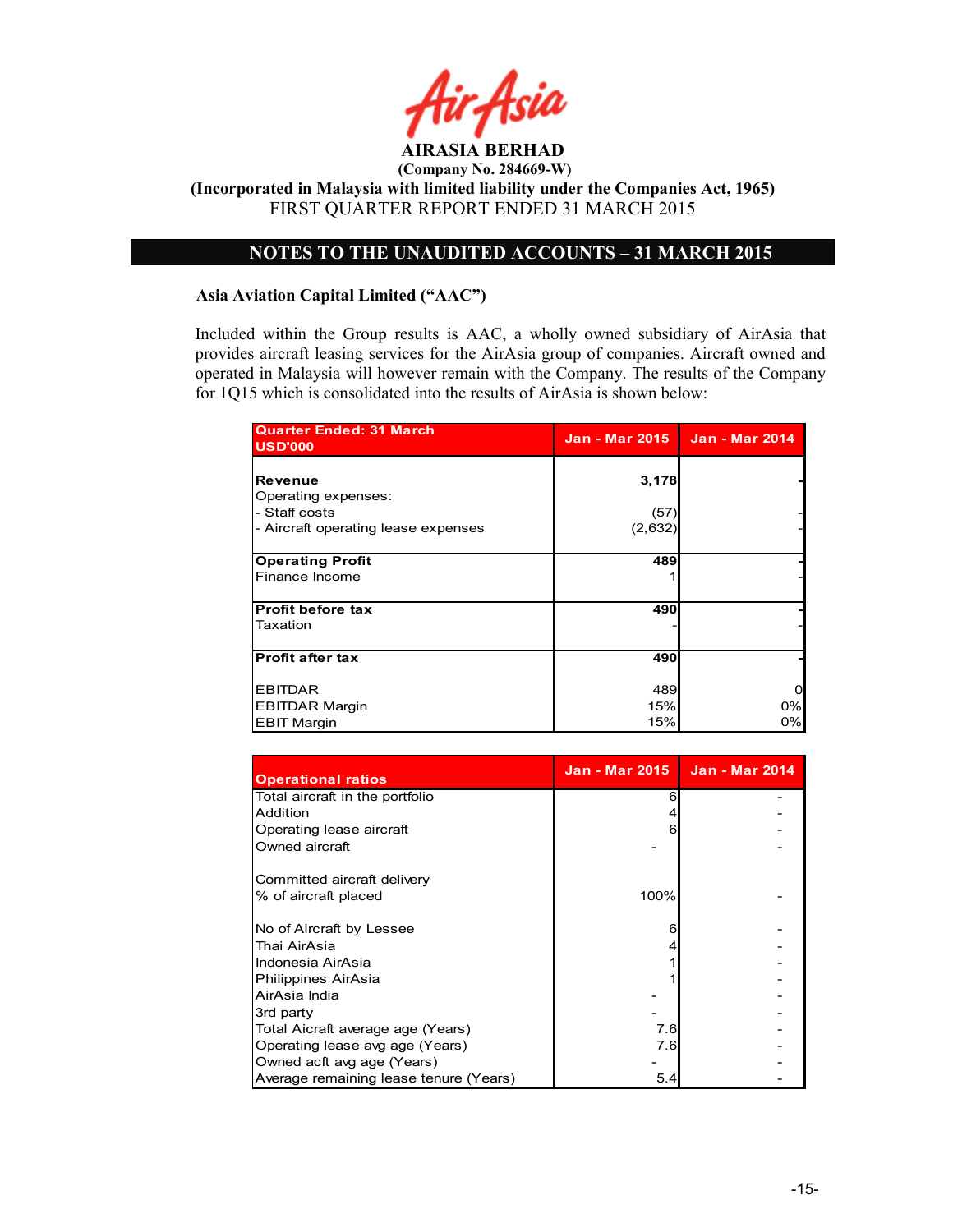**AIRASIA BERHAD**

**(Company No. 284669-W)**

**(Incorporated in Malaysia with limited liability under the Companies Act, 1965)**

FIRST QUARTER REPORT ENDED 31 MARCH 2015

## NOTES TO THE UNAUDITED ACCOUNTS – 31 MARCH 2015

### Asia Aviation Capital Limited ("AAC")

Included within the Group results is AAC, a wholly owned subsidiary of AirAsia that provides aircraft leasing services for the AirAsia group of companies. Aircraft owned and operated in Malaysia will however remain with the Company. The results of the Company for 1Q15 which is consolidated into the results of AirAsia is shown below:

| Quarter Ended: 31 March USD'000 | Jan - Mar 2015 | Jan - Mar 2014 |
|---|---|---|
| **Revenue** | **3,178** | **-** |
| Operating expenses: | | |
| - Staff costs | (57) | - |
| - Aircraft operating lease expenses | (2,632) | - |
| **Operating Profit** | **489** | **-** |
| Finance Income | 1 | - |
| **Profit before tax** | **490** | **-** |
| Taxation | - | - |
| **Profit after tax** | **490** | **-** |
| EBITDAR | 489 | 0 |
| EBITDAR Margin | 15% | 0% |
| EBIT Margin | 15% | 0% |

| Operational ratios | Jan - Mar 2015 | Jan - Mar 2014 |
|---|---|---|
| Total aircraft in the portfolio | 6 | - |
| Addition | 4 | - |
| Operating lease aircraft | 6 | - |
| Owned aircraft | - | - |
| Committed aircraft delivery | | |
| % of aircraft placed | 100% | - |
| No of Aircraft by Lessee | 6 | - |
| Thai AirAsia | 4 | - |
| Indonesia AirAsia | 1 | - |
| Philippines AirAsia | 1 | - |
| AirAsia India | - | - |
| 3rd party | - | - |
| Total Aicraft average age (Years) | 7.6 | - |
| Operating lease avg age (Years) | 7.6 | - |
| Owned acft avg age (Years) | - | - |
| Average remaining lease tenure (Years) | 5.4 | - |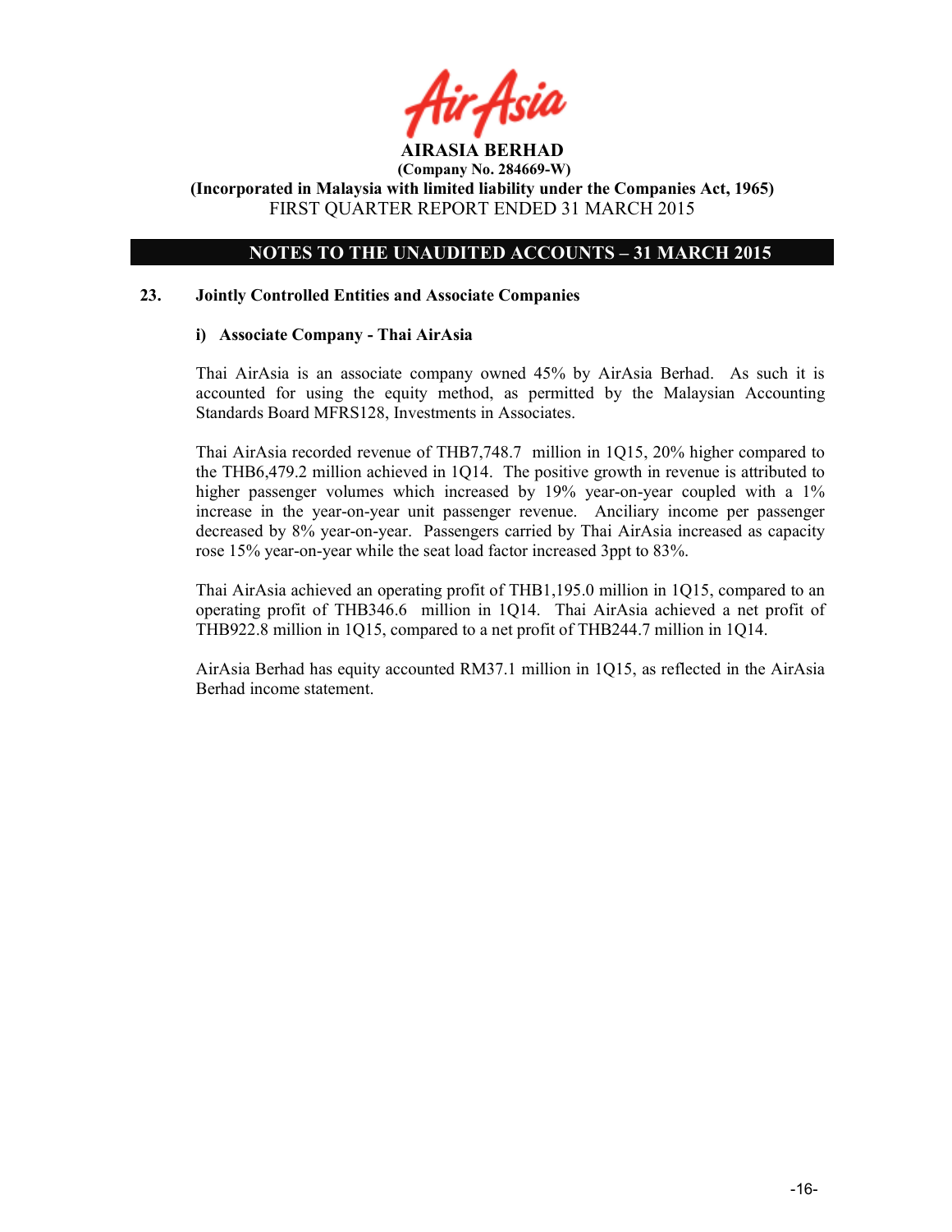## 23. Jointly Controlled Entities and Associate Companies

### i) Associate Company - Thai AirAsia

Thai AirAsia is an associate company owned 45% by AirAsia Berhad. As such it is accounted for using the equity method, as permitted by the Malaysian Accounting Standards Board MFRS128, Investments in Associates.

Thai AirAsia recorded revenue of THB7,748.7 million in 1Q15, 20% higher compared to the THB6,479.2 million achieved in 1Q14. The positive growth in revenue is attributed to higher passenger volumes which increased by 19% year-on-year coupled with a 1% increase in the year-on-year unit passenger revenue. Anciliary income per passenger decreased by 8% year-on-year. Passengers carried by Thai AirAsia increased as capacity rose 15% year-on-year while the seat load factor increased 3ppt to 83%.

Thai AirAsia achieved an operating profit of THB1,195.0 million in 1Q15, compared to an operating profit of THB346.6 million in 1Q14. Thai AirAsia achieved a net profit of THB922.8 million in 1Q15, compared to a net profit of THB244.7 million in 1Q14.

AirAsia Berhad has equity accounted RM37.1 million in 1Q15, as reflected in the AirAsia Berhad income statement.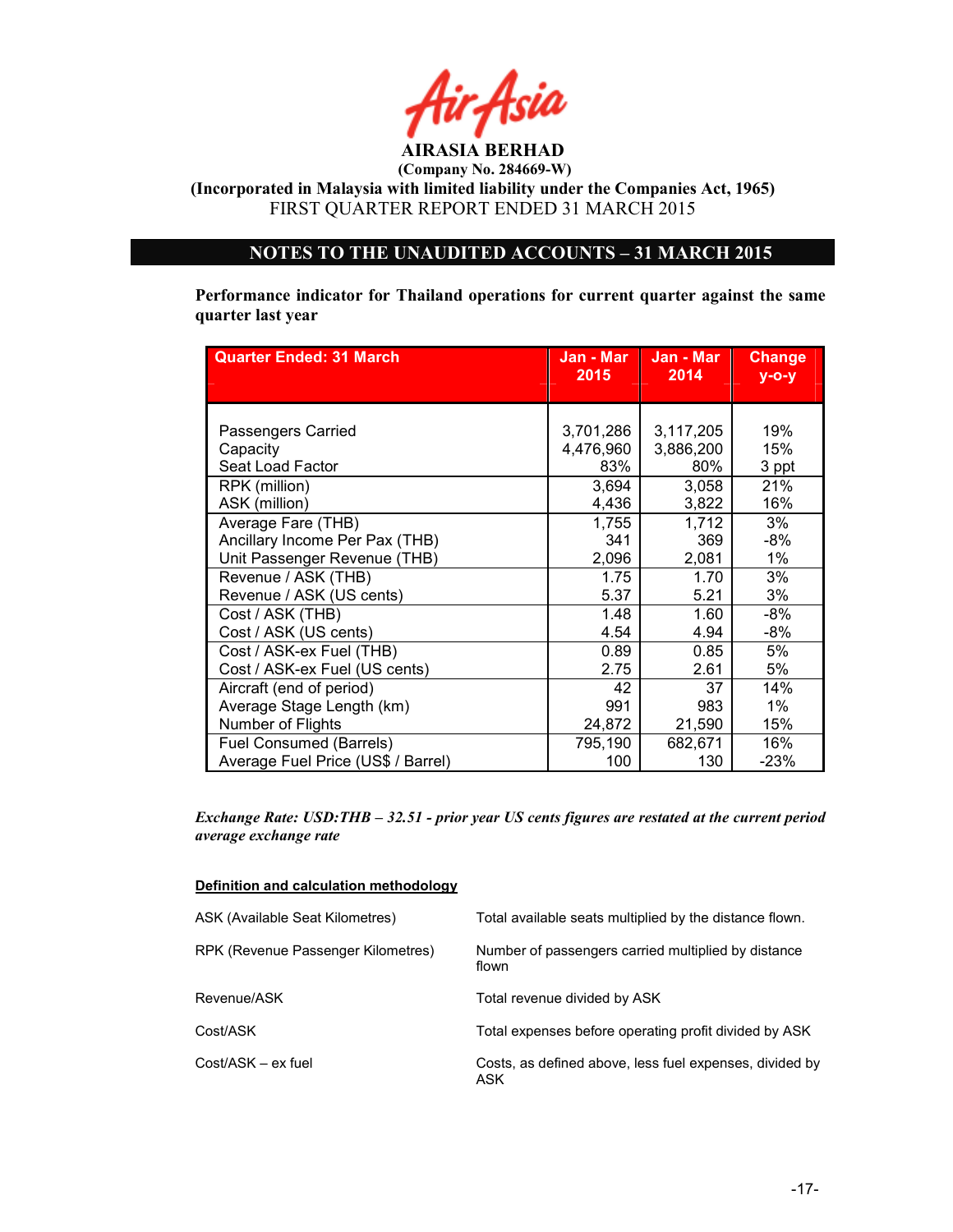**AIRASIA BERHAD**
**(Company No. 284669-W)**
**(Incorporated in Malaysia with limited liability under the Companies Act, 1965)**
FIRST QUARTER REPORT ENDED 31 MARCH 2015

## NOTES TO THE UNAUDITED ACCOUNTS – 31 MARCH 2015

**Performance indicator for Thailand operations for current quarter against the same quarter last year**

| Quarter Ended: 31 March | Jan - Mar 2015 | Jan - Mar 2014 | Change y-o-y |
|---|---|---|---|
| Passengers Carried | 3,701,286 | 3,117,205 | 19% |
| Capacity | 4,476,960 | 3,886,200 | 15% |
| Seat Load Factor | 83% | 80% | 3 ppt |
| RPK (million) | 3,694 | 3,058 | 21% |
| ASK (million) | 4,436 | 3,822 | 16% |
| Average Fare (THB) | 1,755 | 1,712 | 3% |
| Ancillary Income Per Pax (THB) | 341 | 369 | -8% |
| Unit Passenger Revenue (THB) | 2,096 | 2,081 | 1% |
| Revenue / ASK (THB) | 1.75 | 1.70 | 3% |
| Revenue / ASK (US cents) | 5.37 | 5.21 | 3% |
| Cost / ASK (THB) | 1.48 | 1.60 | -8% |
| Cost / ASK (US cents) | 4.54 | 4.94 | -8% |
| Cost / ASK-ex Fuel (THB) | 0.89 | 0.85 | 5% |
| Cost / ASK-ex Fuel (US cents) | 2.75 | 2.61 | 5% |
| Aircraft (end of period) | 42 | 37 | 14% |
| Average Stage Length (km) | 991 | 983 | 1% |
| Number of Flights | 24,872 | 21,590 | 15% |
| Fuel Consumed (Barrels) | 795,190 | 682,671 | 16% |
| Average Fuel Price (US$ / Barrel) | 100 | 130 | -23% |

*Exchange Rate: USD:THB – 32.51 - prior year US cents figures are restated at the current period average exchange rate*

**Definition and calculation methodology**

| | |
|---|---|
| ASK (Available Seat Kilometres) | Total available seats multiplied by the distance flown. |
| RPK (Revenue Passenger Kilometres) | Number of passengers carried multiplied by distance flown |
| Revenue/ASK | Total revenue divided by ASK |
| Cost/ASK | Total expenses before operating profit divided by ASK |
| Cost/ASK – ex fuel | Costs, as defined above, less fuel expenses, divided by ASK |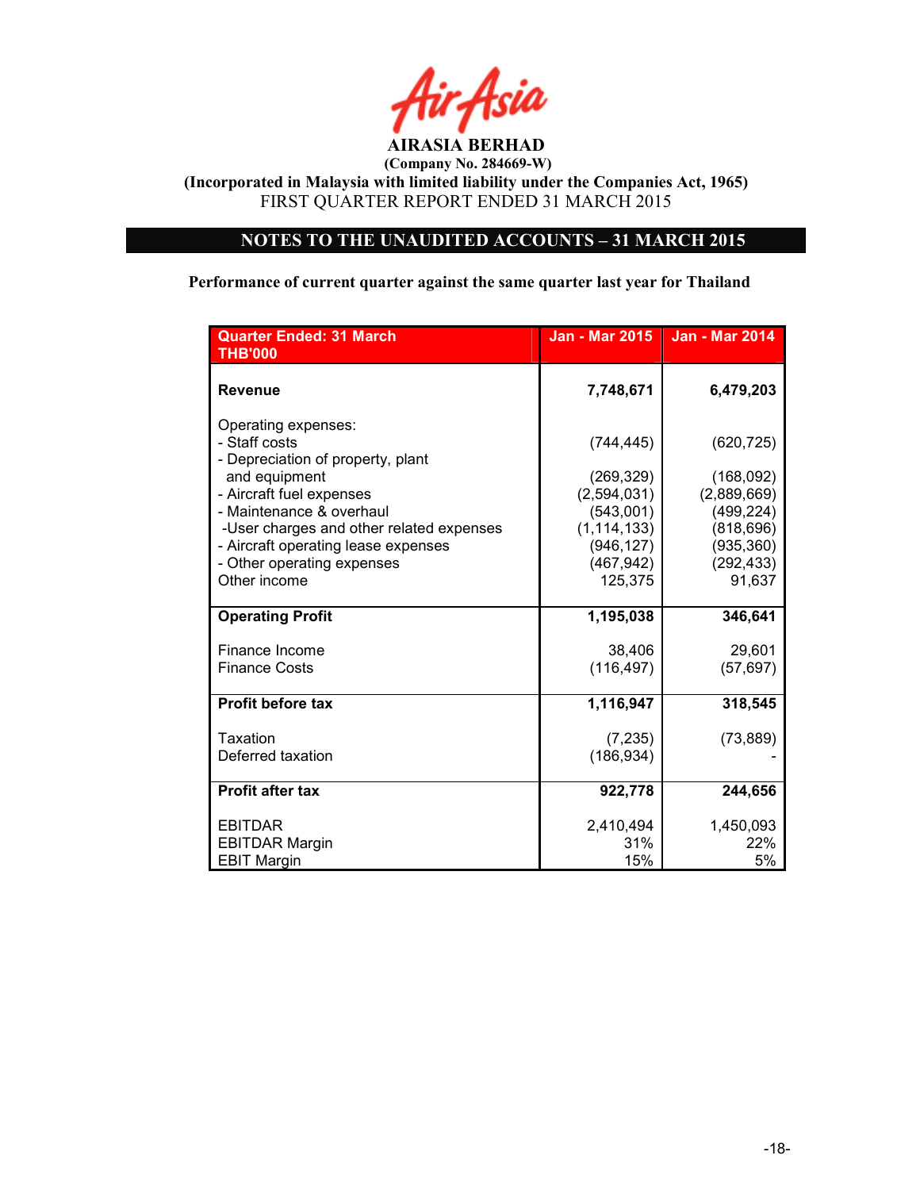**AIRASIA BERHAD**

**(Company No. 284669-W)**

**(Incorporated in Malaysia with limited liability under the Companies Act, 1965)**

FIRST QUARTER REPORT ENDED 31 MARCH 2015

## NOTES TO THE UNAUDITED ACCOUNTS – 31 MARCH 2015

**Performance of current quarter against the same quarter last year for Thailand**

| Quarter Ended: 31 March<br>THB'000 | Jan - Mar 2015 | Jan - Mar 2014 |
|---|---|---|
| **Revenue** | **7,748,671** | **6,479,203** |
| Operating expenses: | | |
| - Staff costs | (744,445) | (620,725) |
| - Depreciation of property, plant and equipment | (269,329) | (168,092) |
| - Aircraft fuel expenses | (2,594,031) | (2,889,669) |
| - Maintenance & overhaul | (543,001) | (499,224) |
| -User charges and other related expenses | (1,114,133) | (818,696) |
| - Aircraft operating lease expenses | (946,127) | (935,360) |
| - Other operating expenses | (467,942) | (292,433) |
| Other income | 125,375 | 91,637 |
| **Operating Profit** | **1,195,038** | **346,641** |
| Finance Income | 38,406 | 29,601 |
| Finance Costs | (116,497) | (57,697) |
| **Profit before tax** | **1,116,947** | **318,545** |
| Taxation | (7,235) | (73,889) |
| Deferred taxation | (186,934) | - |
| **Profit after tax** | **922,778** | **244,656** |
| EBITDAR | 2,410,494 | 1,450,093 |
| EBITDAR Margin | 31% | 22% |
| EBIT Margin | 15% | 5% |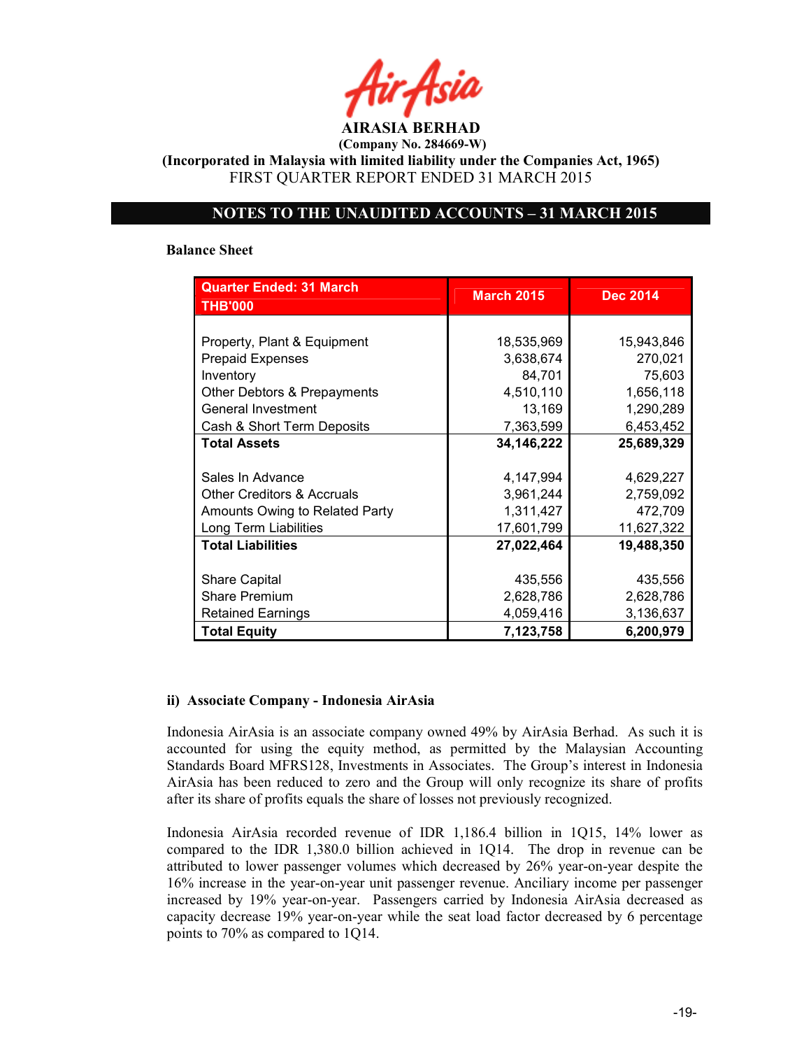**AIRASIA BERHAD**
**(Company No. 284669-W)**
**(Incorporated in Malaysia with limited liability under the Companies Act, 1965)**
FIRST QUARTER REPORT ENDED 31 MARCH 2015

## NOTES TO THE UNAUDITED ACCOUNTS – 31 MARCH 2015

**Balance Sheet**

| Quarter Ended: 31 March THB'000 | March 2015 | Dec 2014 |
|---|---|---|
| Property, Plant & Equipment | 18,535,969 | 15,943,846 |
| Prepaid Expenses | 3,638,674 | 270,021 |
| Inventory | 84,701 | 75,603 |
| Other Debtors & Prepayments | 4,510,110 | 1,656,118 |
| General Investment | 13,169 | 1,290,289 |
| Cash & Short Term Deposits | 7,363,599 | 6,453,452 |
| **Total Assets** | **34,146,222** | **25,689,329** |
| Sales In Advance | 4,147,994 | 4,629,227 |
| Other Creditors & Accruals | 3,961,244 | 2,759,092 |
| Amounts Owing to Related Party | 1,311,427 | 472,709 |
| Long Term Liabilities | 17,601,799 | 11,627,322 |
| **Total Liabilities** | **27,022,464** | **19,488,350** |
| Share Capital | 435,556 | 435,556 |
| Share Premium | 2,628,786 | 2,628,786 |
| Retained Earnings | 4,059,416 | 3,136,637 |
| **Total Equity** | **7,123,758** | **6,200,979** |

**ii) Associate Company - Indonesia AirAsia**

Indonesia AirAsia is an associate company owned 49% by AirAsia Berhad. As such it is accounted for using the equity method, as permitted by the Malaysian Accounting Standards Board MFRS128, Investments in Associates. The Group's interest in Indonesia AirAsia has been reduced to zero and the Group will only recognize its share of profits after its share of profits equals the share of losses not previously recognized.

Indonesia AirAsia recorded revenue of IDR 1,186.4 billion in 1Q15, 14% lower as compared to the IDR 1,380.0 billion achieved in 1Q14. The drop in revenue can be attributed to lower passenger volumes which decreased by 26% year-on-year despite the 16% increase in the year-on-year unit passenger revenue. Anciliary income per passenger increased by 19% year-on-year. Passengers carried by Indonesia AirAsia decreased as capacity decrease 19% year-on-year while the seat load factor decreased by 6 percentage points to 70% as compared to 1Q14.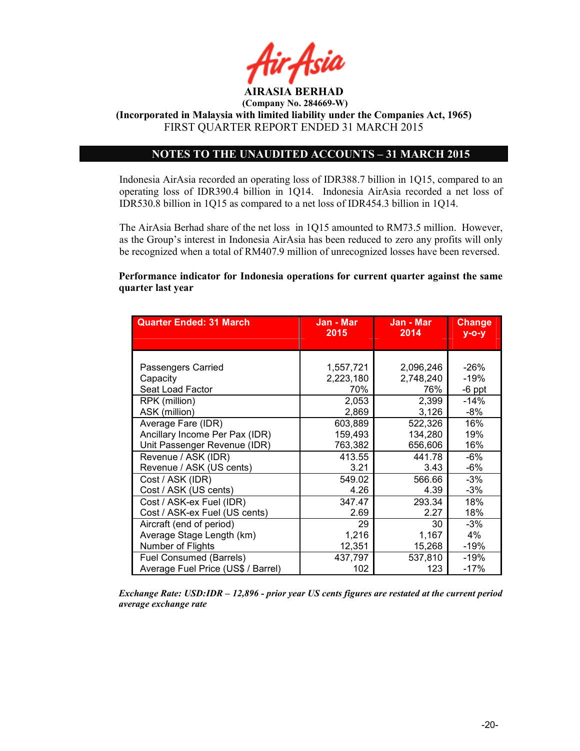**AIRASIA BERHAD**
**(Company No. 284669-W)**
**(Incorporated in Malaysia with limited liability under the Companies Act, 1965)**
FIRST QUARTER REPORT ENDED 31 MARCH 2015

## NOTES TO THE UNAUDITED ACCOUNTS – 31 MARCH 2015

Indonesia AirAsia recorded an operating loss of IDR388.7 billion in 1Q15, compared to an operating loss of IDR390.4 billion in 1Q14. Indonesia AirAsia recorded a net loss of IDR530.8 billion in 1Q15 as compared to a net loss of IDR454.3 billion in 1Q14.

The AirAsia Berhad share of the net loss in 1Q15 amounted to RM73.5 million. However, as the Group's interest in Indonesia AirAsia has been reduced to zero any profits will only be recognized when a total of RM407.9 million of unrecognized losses have been reversed.

**Performance indicator for Indonesia operations for current quarter against the same quarter last year**

| Quarter Ended: 31 March | Jan - Mar 2015 | Jan - Mar 2014 | Change y-o-y |
|---|---|---|---|
| Passengers Carried | 1,557,721 | 2,096,246 | -26% |
| Capacity | 2,223,180 | 2,748,240 | -19% |
| Seat Load Factor | 70% | 76% | -6 ppt |
| RPK (million) | 2,053 | 2,399 | -14% |
| ASK (million) | 2,869 | 3,126 | -8% |
| Average Fare (IDR) | 603,889 | 522,326 | 16% |
| Ancillary Income Per Pax (IDR) | 159,493 | 134,280 | 19% |
| Unit Passenger Revenue (IDR) | 763,382 | 656,606 | 16% |
| Revenue / ASK (IDR) | 413.55 | 441.78 | -6% |
| Revenue / ASK (US cents) | 3.21 | 3.43 | -6% |
| Cost / ASK (IDR) | 549.02 | 566.66 | -3% |
| Cost / ASK (US cents) | 4.26 | 4.39 | -3% |
| Cost / ASK-ex Fuel (IDR) | 347.47 | 293.34 | 18% |
| Cost / ASK-ex Fuel (US cents) | 2.69 | 2.27 | 18% |
| Aircraft (end of period) | 29 | 30 | -3% |
| Average Stage Length (km) | 1,216 | 1,167 | 4% |
| Number of Flights | 12,351 | 15,268 | -19% |
| Fuel Consumed (Barrels) | 437,797 | 537,810 | -19% |
| Average Fuel Price (US$ / Barrel) | 102 | 123 | -17% |

***Exchange Rate: USD:IDR – 12,896 - prior year US cents figures are restated at the current period average exchange rate***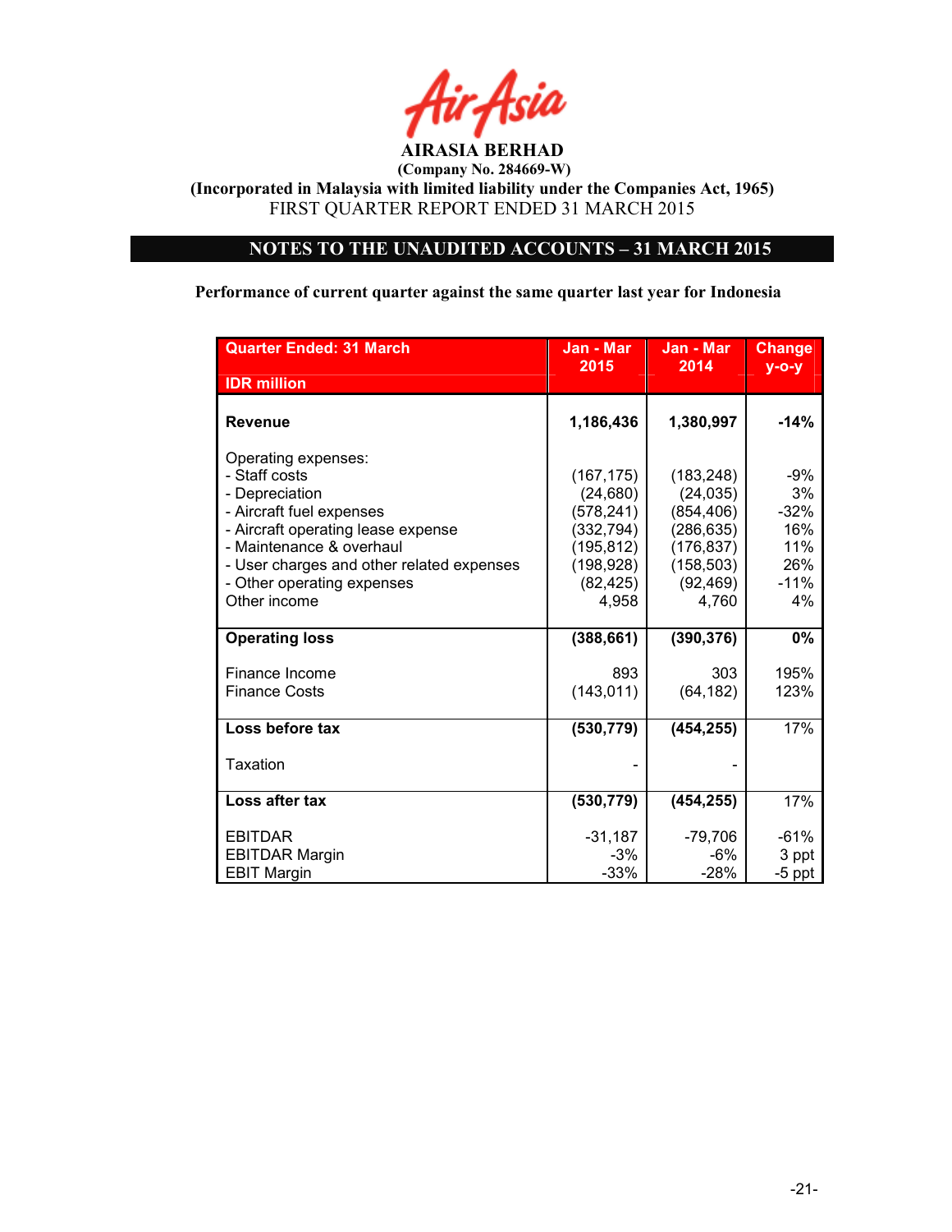**AIRASIA BERHAD**

**(Company No. 284669-W)**

**(Incorporated in Malaysia with limited liability under the Companies Act, 1965)**

FIRST QUARTER REPORT ENDED 31 MARCH 2015

## NOTES TO THE UNAUDITED ACCOUNTS – 31 MARCH 2015

**Performance of current quarter against the same quarter last year for Indonesia**

| Quarter Ended: 31 March<br>IDR million | Jan - Mar 2015 | Jan - Mar 2014 | Change y-o-y |
|---|---|---|---|
| **Revenue** | **1,186,436** | **1,380,997** | **-14%** |
| Operating expenses: | | | |
| - Staff costs | (167,175) | (183,248) | -9% |
| - Depreciation | (24,680) | (24,035) | 3% |
| - Aircraft fuel expenses | (578,241) | (854,406) | -32% |
| - Aircraft operating lease expense | (332,794) | (286,635) | 16% |
| - Maintenance & overhaul | (195,812) | (176,837) | 11% |
| - User charges and other related expenses | (198,928) | (158,503) | 26% |
| - Other operating expenses | (82,425) | (92,469) | -11% |
| Other income | 4,958 | 4,760 | 4% |
| **Operating loss** | **(388,661)** | **(390,376)** | **0%** |
| Finance Income | 893 | 303 | 195% |
| Finance Costs | (143,011) | (64,182) | 123% |
| **Loss before tax** | **(530,779)** | **(454,255)** | 17% |
| Taxation | - | - | |
| **Loss after tax** | **(530,779)** | **(454,255)** | 17% |
| EBITDAR | -31,187 | -79,706 | -61% |
| EBITDAR Margin | -3% | -6% | 3 ppt |
| EBIT Margin | -33% | -28% | -5 ppt |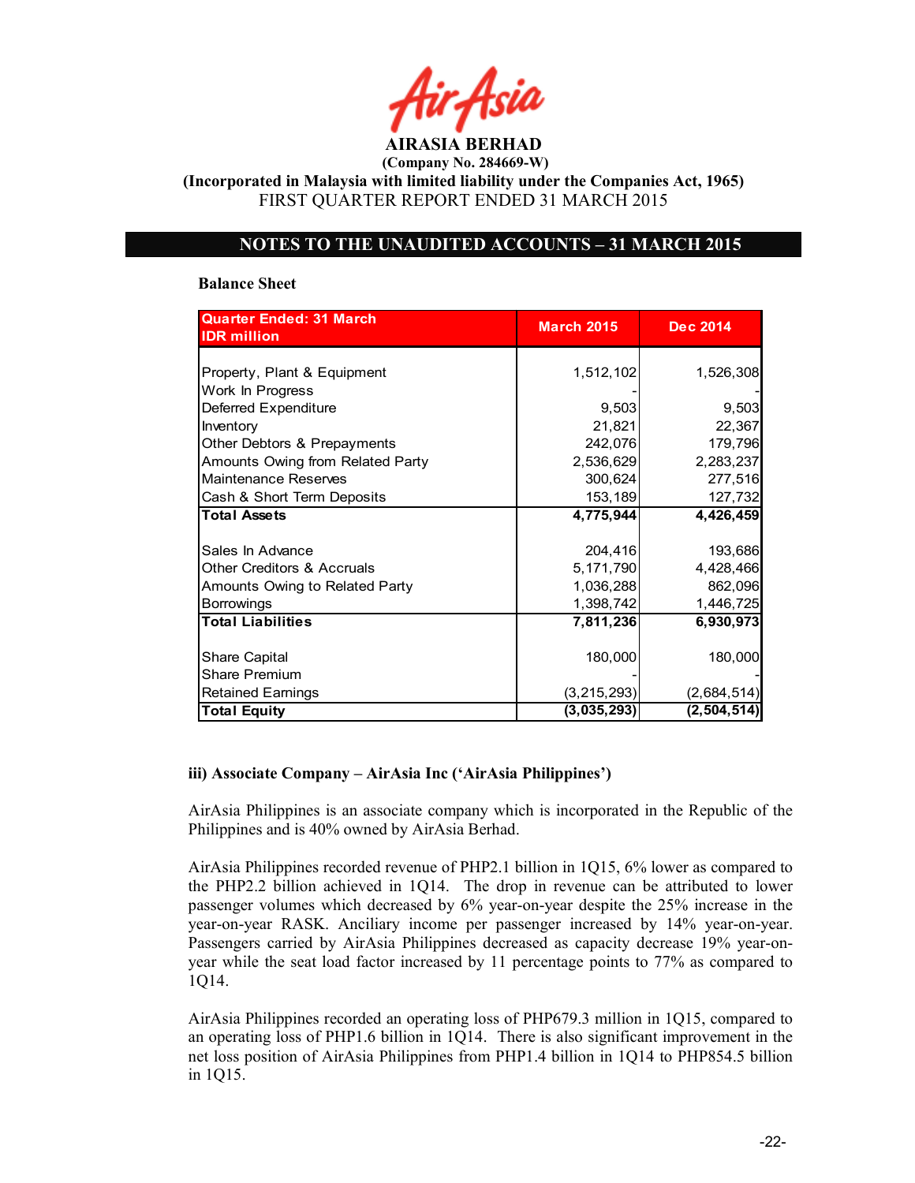# AIRASIA BERHAD

**(Company No. 284669-W)**

**(Incorporated in Malaysia with limited liability under the Companies Act, 1965)**

FIRST QUARTER REPORT ENDED 31 MARCH 2015

## NOTES TO THE UNAUDITED ACCOUNTS – 31 MARCH 2015

**Balance Sheet**

| Quarter Ended: 31 March IDR million | March 2015 | Dec 2014 |
|---|---|---|
| Property, Plant & Equipment | 1,512,102 | 1,526,308 |
| Work In Progress | - | - |
| Deferred Expenditure | 9,503 | 9,503 |
| Inventory | 21,821 | 22,367 |
| Other Debtors & Prepayments | 242,076 | 179,796 |
| Amounts Owing from Related Party | 2,536,629 | 2,283,237 |
| Maintenance Reserves | 300,624 | 277,516 |
| Cash & Short Term Deposits | 153,189 | 127,732 |
| **Total Assets** | **4,775,944** | **4,426,459** |
| Sales In Advance | 204,416 | 193,686 |
| Other Creditors & Accruals | 5,171,790 | 4,428,466 |
| Amounts Owing to Related Party | 1,036,288 | 862,096 |
| Borrowings | 1,398,742 | 1,446,725 |
| **Total Liabilities** | **7,811,236** | **6,930,973** |
| Share Capital | 180,000 | 180,000 |
| Share Premium | - | - |
| Retained Earnings | (3,215,293) | (2,684,514) |
| **Total Equity** | **(3,035,293)** | **(2,504,514)** |

**iii) Associate Company – AirAsia Inc ('AirAsia Philippines')**

AirAsia Philippines is an associate company which is incorporated in the Republic of the Philippines and is 40% owned by AirAsia Berhad.

AirAsia Philippines recorded revenue of PHP2.1 billion in 1Q15, 6% lower as compared to the PHP2.2 billion achieved in 1Q14. The drop in revenue can be attributed to lower passenger volumes which decreased by 6% year-on-year despite the 25% increase in the year-on-year RASK. Anciliary income per passenger increased by 14% year-on-year. Passengers carried by AirAsia Philippines decreased as capacity decrease 19% year-on-year while the seat load factor increased by 11 percentage points to 77% as compared to 1Q14.

AirAsia Philippines recorded an operating loss of PHP679.3 million in 1Q15, compared to an operating loss of PHP1.6 billion in 1Q14. There is also significant improvement in the net loss position of AirAsia Philippines from PHP1.4 billion in 1Q14 to PHP854.5 billion in 1Q15.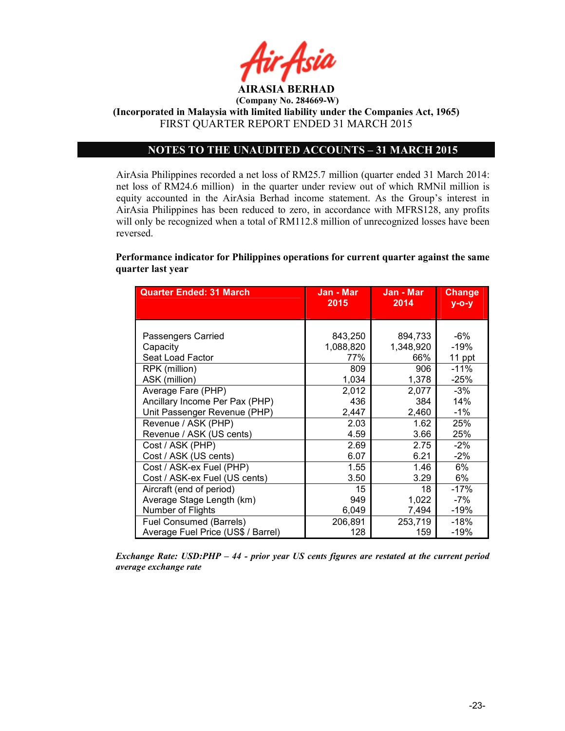# AIRASIA BERHAD

**(Company No. 284669-W)**

**(Incorporated in Malaysia with limited liability under the Companies Act, 1965)**

FIRST QUARTER REPORT ENDED 31 MARCH 2015

## NOTES TO THE UNAUDITED ACCOUNTS – 31 MARCH 2015

AirAsia Philippines recorded a net loss of RM25.7 million (quarter ended 31 March 2014: net loss of RM24.6 million) in the quarter under review out of which RMNil million is equity accounted in the AirAsia Berhad income statement. As the Group's interest in AirAsia Philippines has been reduced to zero, in accordance with MFRS128, any profits will only be recognized when a total of RM112.8 million of unrecognized losses have been reversed.

**Performance indicator for Philippines operations for current quarter against the same quarter last year**

| Quarter Ended: 31 March | Jan - Mar 2015 | Jan - Mar 2014 | Change y-o-y |
|---|---|---|---|
| Passengers Carried | 843,250 | 894,733 | -6% |
| Capacity | 1,088,820 | 1,348,920 | -19% |
| Seat Load Factor | 77% | 66% | 11 ppt |
| RPK (million) | 809 | 906 | -11% |
| ASK (million) | 1,034 | 1,378 | -25% |
| Average Fare (PHP) | 2,012 | 2,077 | -3% |
| Ancillary Income Per Pax (PHP) | 436 | 384 | 14% |
| Unit Passenger Revenue (PHP) | 2,447 | 2,460 | -1% |
| Revenue / ASK (PHP) | 2.03 | 1.62 | 25% |
| Revenue / ASK (US cents) | 4.59 | 3.66 | 25% |
| Cost / ASK (PHP) | 2.69 | 2.75 | -2% |
| Cost / ASK (US cents) | 6.07 | 6.21 | -2% |
| Cost / ASK-ex Fuel (PHP) | 1.55 | 1.46 | 6% |
| Cost / ASK-ex Fuel (US cents) | 3.50 | 3.29 | 6% |
| Aircraft (end of period) | 15 | 18 | -17% |
| Average Stage Length (km) | 949 | 1,022 | -7% |
| Number of Flights | 6,049 | 7,494 | -19% |
| Fuel Consumed (Barrels) | 206,891 | 253,719 | -18% |
| Average Fuel Price (US$ / Barrel) | 128 | 159 | -19% |

***Exchange Rate: USD:PHP – 44 - prior year US cents figures are restated at the current period average exchange rate***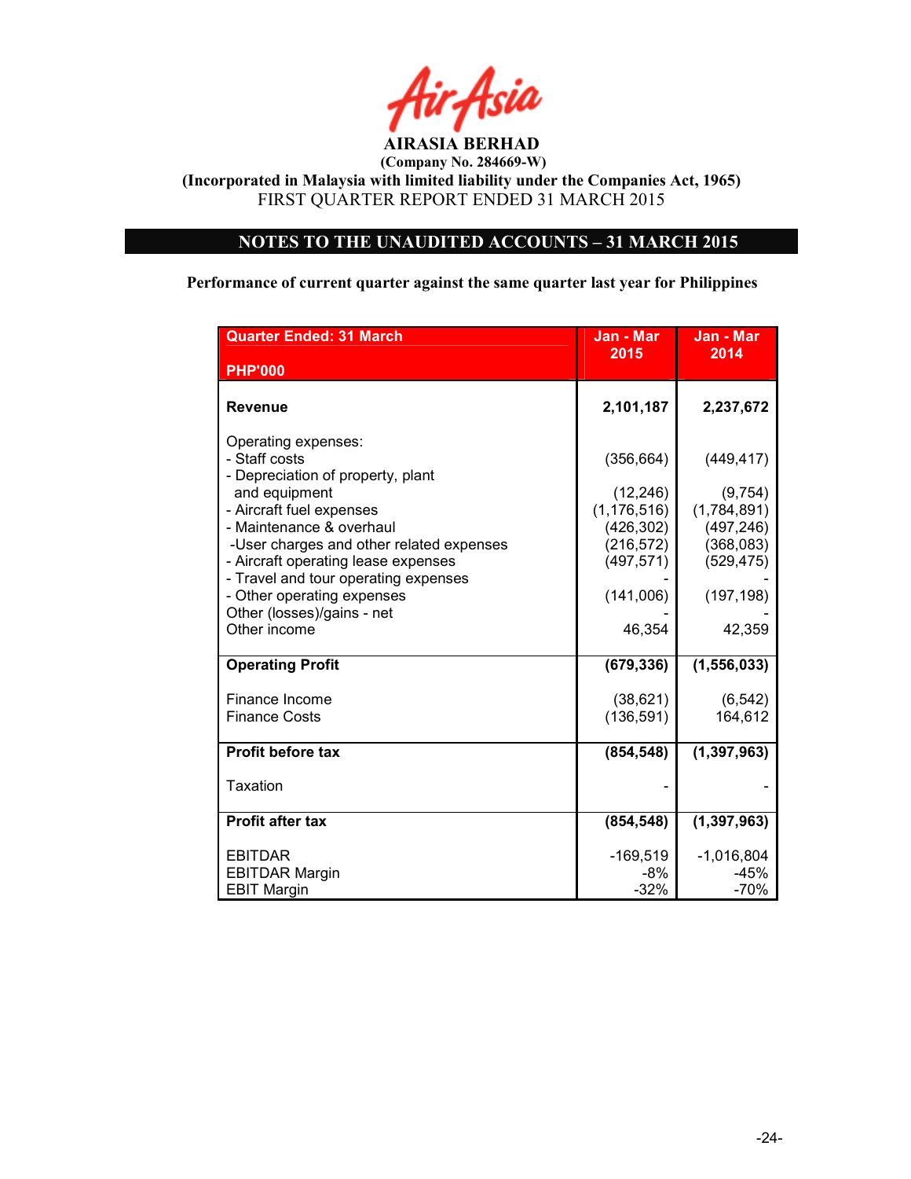**AIRASIA BERHAD**
**(Company No. 284669-W)**
**(Incorporated in Malaysia with limited liability under the Companies Act, 1965)**
FIRST QUARTER REPORT ENDED 31 MARCH 2015

## NOTES TO THE UNAUDITED ACCOUNTS – 31 MARCH 2015

**Performance of current quarter against the same quarter last year for Philippines**

| Quarter Ended: 31 March<br>PHP'000 | Jan - Mar 2015 | Jan - Mar 2014 |
|---|---|---|
| **Revenue** | **2,101,187** | **2,237,672** |
| Operating expenses: | | |
| - Staff costs | (356,664) | (449,417) |
| - Depreciation of property, plant and equipment | (12,246) | (9,754) |
| - Aircraft fuel expenses | (1,176,516) | (1,784,891) |
| - Maintenance & overhaul | (426,302) | (497,246) |
| -User charges and other related expenses | (216,572) | (368,083) |
| - Aircraft operating lease expenses | (497,571) | (529,475) |
| - Travel and tour operating expenses | - | - |
| - Other operating expenses | (141,006) | (197,198) |
| Other (losses)/gains - net | - | - |
| Other income | 46,354 | 42,359 |
| **Operating Profit** | **(679,336)** | **(1,556,033)** |
| Finance Income | (38,621) | (6,542) |
| Finance Costs | (136,591) | 164,612 |
| **Profit before tax** | **(854,548)** | **(1,397,963)** |
| Taxation | - | - |
| **Profit after tax** | **(854,548)** | **(1,397,963)** |
| EBITDAR | -169,519 | -1,016,804 |
| EBITDAR Margin | -8% | -45% |
| EBIT Margin | -32% | -70% |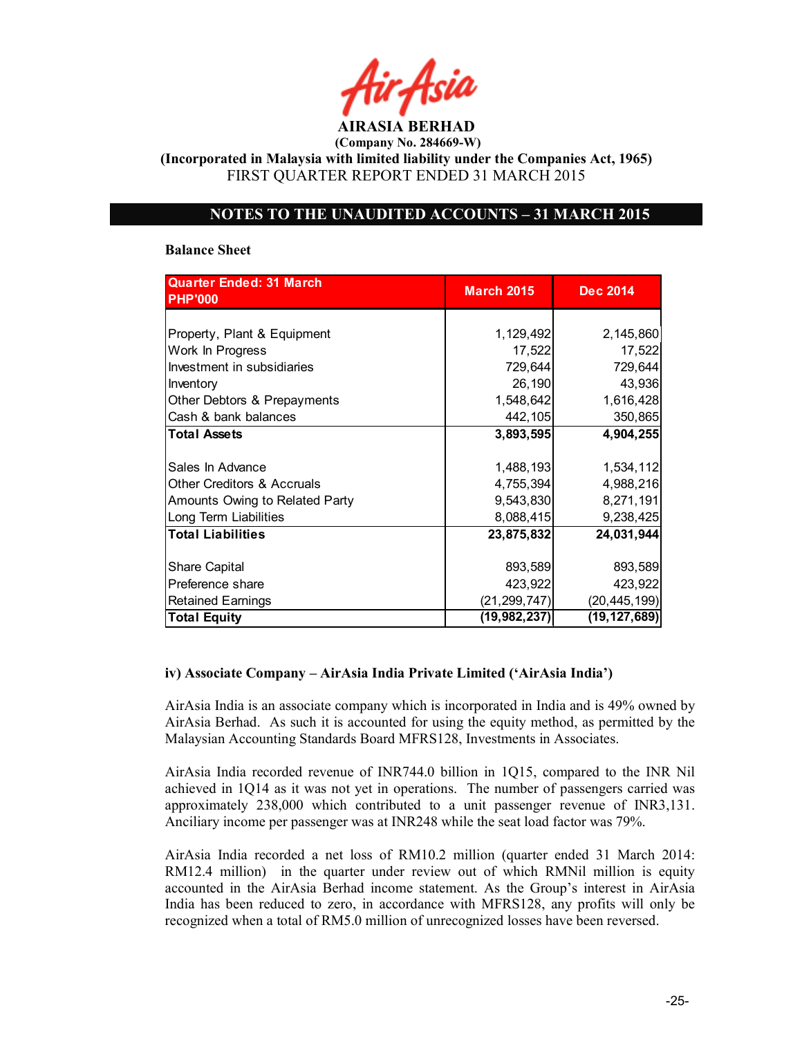# AIRASIA BERHAD

**(Company No. 284669-W)**

**(Incorporated in Malaysia with limited liability under the Companies Act, 1965)**

FIRST QUARTER REPORT ENDED 31 MARCH 2015

## NOTES TO THE UNAUDITED ACCOUNTS – 31 MARCH 2015

**Balance Sheet**

| Quarter Ended: 31 March PHP'000 | March 2015 | Dec 2014 |
|---|---|---|
| Property, Plant & Equipment | 1,129,492 | 2,145,860 |
| Work In Progress | 17,522 | 17,522 |
| Investment in subsidiaries | 729,644 | 729,644 |
| Inventory | 26,190 | 43,936 |
| Other Debtors & Prepayments | 1,548,642 | 1,616,428 |
| Cash & bank balances | 442,105 | 350,865 |
| **Total Assets** | **3,893,595** | **4,904,255** |
| Sales In Advance | 1,488,193 | 1,534,112 |
| Other Creditors & Accruals | 4,755,394 | 4,988,216 |
| Amounts Owing to Related Party | 9,543,830 | 8,271,191 |
| Long Term Liabilities | 8,088,415 | 9,238,425 |
| **Total Liabilities** | **23,875,832** | **24,031,944** |
| Share Capital | 893,589 | 893,589 |
| Preference share | 423,922 | 423,922 |
| Retained Earnings | (21,299,747) | (20,445,199) |
| **Total Equity** | **(19,982,237)** | **(19,127,689)** |

**iv) Associate Company – AirAsia India Private Limited ('AirAsia India')**

AirAsia India is an associate company which is incorporated in India and is 49% owned by AirAsia Berhad. As such it is accounted for using the equity method, as permitted by the Malaysian Accounting Standards Board MFRS128, Investments in Associates.

AirAsia India recorded revenue of INR744.0 billion in 1Q15, compared to the INR Nil achieved in 1Q14 as it was not yet in operations. The number of passengers carried was approximately 238,000 which contributed to a unit passenger revenue of INR3,131. Anciliary income per passenger was at INR248 while the seat load factor was 79%.

AirAsia India recorded a net loss of RM10.2 million (quarter ended 31 March 2014: RM12.4 million) in the quarter under review out of which RMNil million is equity accounted in the AirAsia Berhad income statement. As the Group's interest in AirAsia India has been reduced to zero, in accordance with MFRS128, any profits will only be recognized when a total of RM5.0 million of unrecognized losses have been reversed.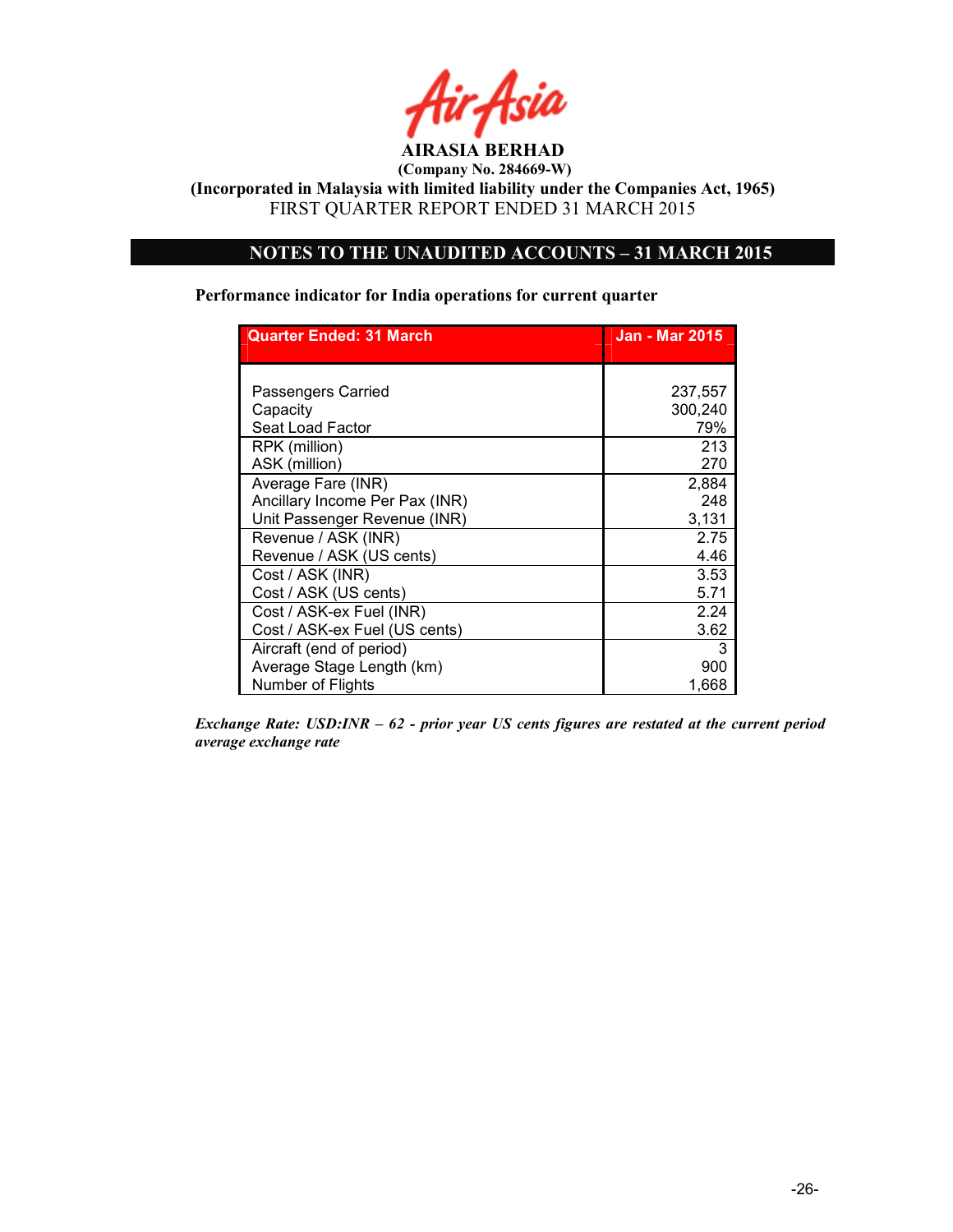**AIRASIA BERHAD**
**(Company No. 284669-W)**
**(Incorporated in Malaysia with limited liability under the Companies Act, 1965)**
FIRST QUARTER REPORT ENDED 31 MARCH 2015

## NOTES TO THE UNAUDITED ACCOUNTS – 31 MARCH 2015

**Performance indicator for India operations for current quarter**

| Quarter Ended: 31 March | Jan - Mar 2015 |
|---|---|
| Passengers Carried | 237,557 |
| Capacity | 300,240 |
| Seat Load Factor | 79% |
| RPK (million) | 213 |
| ASK (million) | 270 |
| Average Fare (INR) | 2,884 |
| Ancillary Income Per Pax (INR) | 248 |
| Unit Passenger Revenue (INR) | 3,131 |
| Revenue / ASK (INR) | 2.75 |
| Revenue / ASK (US cents) | 4.46 |
| Cost / ASK (INR) | 3.53 |
| Cost / ASK (US cents) | 5.71 |
| Cost / ASK-ex Fuel (INR) | 2.24 |
| Cost / ASK-ex Fuel (US cents) | 3.62 |
| Aircraft (end of period) | 3 |
| Average Stage Length (km) | 900 |
| Number of Flights | 1,668 |

***Exchange Rate: USD:INR – 62 - prior year US cents figures are restated at the current period average exchange rate***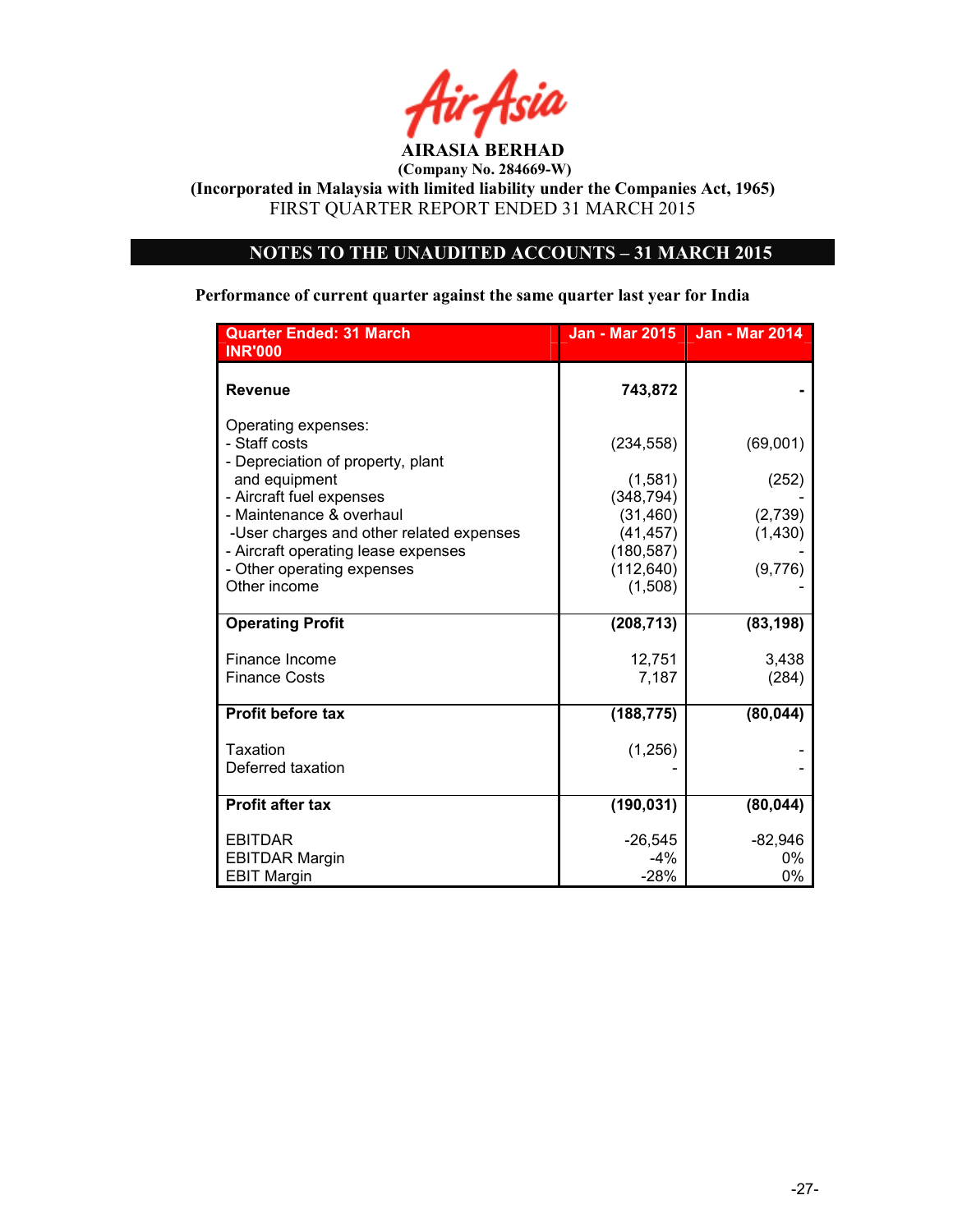AIRASIA BERHAD

(Company No. 284669-W)

(Incorporated in Malaysia with limited liability under the Companies Act, 1965)

FIRST QUARTER REPORT ENDED 31 MARCH 2015

## NOTES TO THE UNAUDITED ACCOUNTS – 31 MARCH 2015

**Performance of current quarter against the same quarter last year for India**

| Quarter Ended: 31 March INR'000 | Jan - Mar 2015 | Jan - Mar 2014 |
|---|---|---|
| **Revenue** | **743,872** | **-** |
| Operating expenses: | | |
| - Staff costs | (234,558) | (69,001) |
| - Depreciation of property, plant and equipment | (1,581) | (252) |
| - Aircraft fuel expenses | (348,794) | - |
| - Maintenance & overhaul | (31,460) | (2,739) |
| -User charges and other related expenses | (41,457) | (1,430) |
| - Aircraft operating lease expenses | (180,587) | - |
| - Other operating expenses | (112,640) | (9,776) |
| Other income | (1,508) | - |
| **Operating Profit** | **(208,713)** | **(83,198)** |
| Finance Income | 12,751 | 3,438 |
| Finance Costs | 7,187 | (284) |
| **Profit before tax** | **(188,775)** | **(80,044)** |
| Taxation | (1,256) | - |
| Deferred taxation | - | - |
| **Profit after tax** | **(190,031)** | **(80,044)** |
| EBITDAR | -26,545 | -82,946 |
| EBITDAR Margin | -4% | 0% |
| EBIT Margin | -28% | 0% |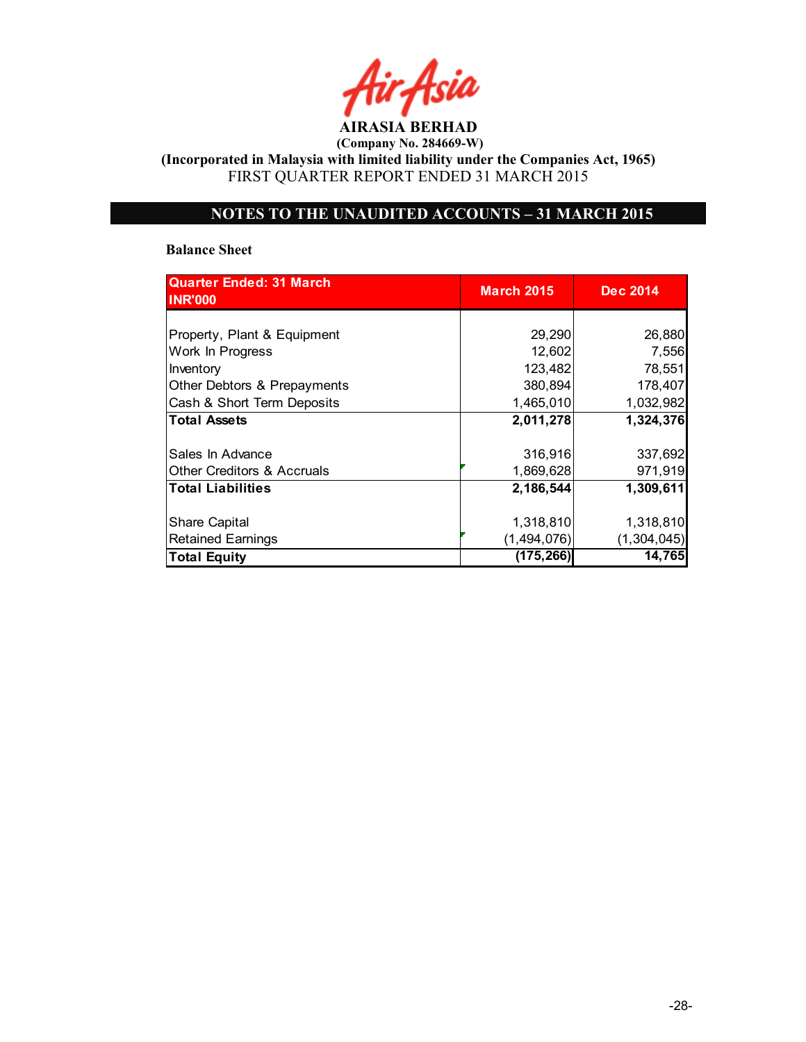AIRASIA BERHAD
**(Company No. 284669-W)**
**(Incorporated in Malaysia with limited liability under the Companies Act, 1965)**
FIRST QUARTER REPORT ENDED 31 MARCH 2015

## NOTES TO THE UNAUDITED ACCOUNTS – 31 MARCH 2015

**Balance Sheet**

| Quarter Ended: 31 March INR'000 | March 2015 | Dec 2014 |
|---|---|---|
| Property, Plant & Equipment | 29,290 | 26,880 |
| Work In Progress | 12,602 | 7,556 |
| Inventory | 123,482 | 78,551 |
| Other Debtors & Prepayments | 380,894 | 178,407 |
| Cash & Short Term Deposits | 1,465,010 | 1,032,982 |
| **Total Assets** | **2,011,278** | **1,324,376** |
| Sales In Advance | 316,916 | 337,692 |
| Other Creditors & Accruals | 1,869,628 | 971,919 |
| **Total Liabilities** | **2,186,544** | **1,309,611** |
| Share Capital | 1,318,810 | 1,318,810 |
| Retained Earnings | (1,494,076) | (1,304,045) |
| **Total Equity** | **(175,266)** | **14,765** |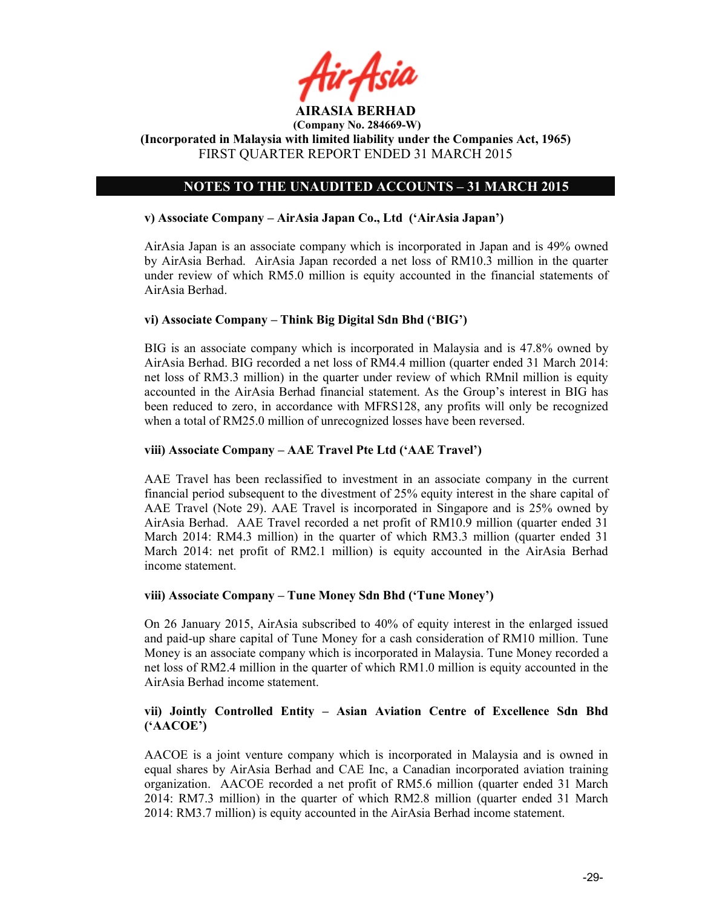## NOTES TO THE UNAUDITED ACCOUNTS – 31 MARCH 2015

### v) Associate Company – AirAsia Japan Co., Ltd ('AirAsia Japan')

AirAsia Japan is an associate company which is incorporated in Japan and is 49% owned by AirAsia Berhad. AirAsia Japan recorded a net loss of RM10.3 million in the quarter under review of which RM5.0 million is equity accounted in the financial statements of AirAsia Berhad.

### vi) Associate Company – Think Big Digital Sdn Bhd ('BIG')

BIG is an associate company which is incorporated in Malaysia and is 47.8% owned by AirAsia Berhad. BIG recorded a net loss of RM4.4 million (quarter ended 31 March 2014: net loss of RM3.3 million) in the quarter under review of which RMnil million is equity accounted in the AirAsia Berhad financial statement. As the Group's interest in BIG has been reduced to zero, in accordance with MFRS128, any profits will only be recognized when a total of RM25.0 million of unrecognized losses have been reversed.

### viii) Associate Company – AAE Travel Pte Ltd ('AAE Travel')

AAE Travel has been reclassified to investment in an associate company in the current financial period subsequent to the divestment of 25% equity interest in the share capital of AAE Travel (Note 29). AAE Travel is incorporated in Singapore and is 25% owned by AirAsia Berhad. AAE Travel recorded a net profit of RM10.9 million (quarter ended 31 March 2014: RM4.3 million) in the quarter of which RM3.3 million (quarter ended 31 March 2014: net profit of RM2.1 million) is equity accounted in the AirAsia Berhad income statement.

### viii) Associate Company – Tune Money Sdn Bhd ('Tune Money')

On 26 January 2015, AirAsia subscribed to 40% of equity interest in the enlarged issued and paid-up share capital of Tune Money for a cash consideration of RM10 million. Tune Money is an associate company which is incorporated in Malaysia. Tune Money recorded a net loss of RM2.4 million in the quarter of which RM1.0 million is equity accounted in the AirAsia Berhad income statement.

### vii) Jointly Controlled Entity – Asian Aviation Centre of Excellence Sdn Bhd ('AACOE')

AACOE is a joint venture company which is incorporated in Malaysia and is owned in equal shares by AirAsia Berhad and CAE Inc, a Canadian incorporated aviation training organization. AACOE recorded a net profit of RM5.6 million (quarter ended 31 March 2014: RM7.3 million) in the quarter of which RM2.8 million (quarter ended 31 March 2014: RM3.7 million) is equity accounted in the AirAsia Berhad income statement.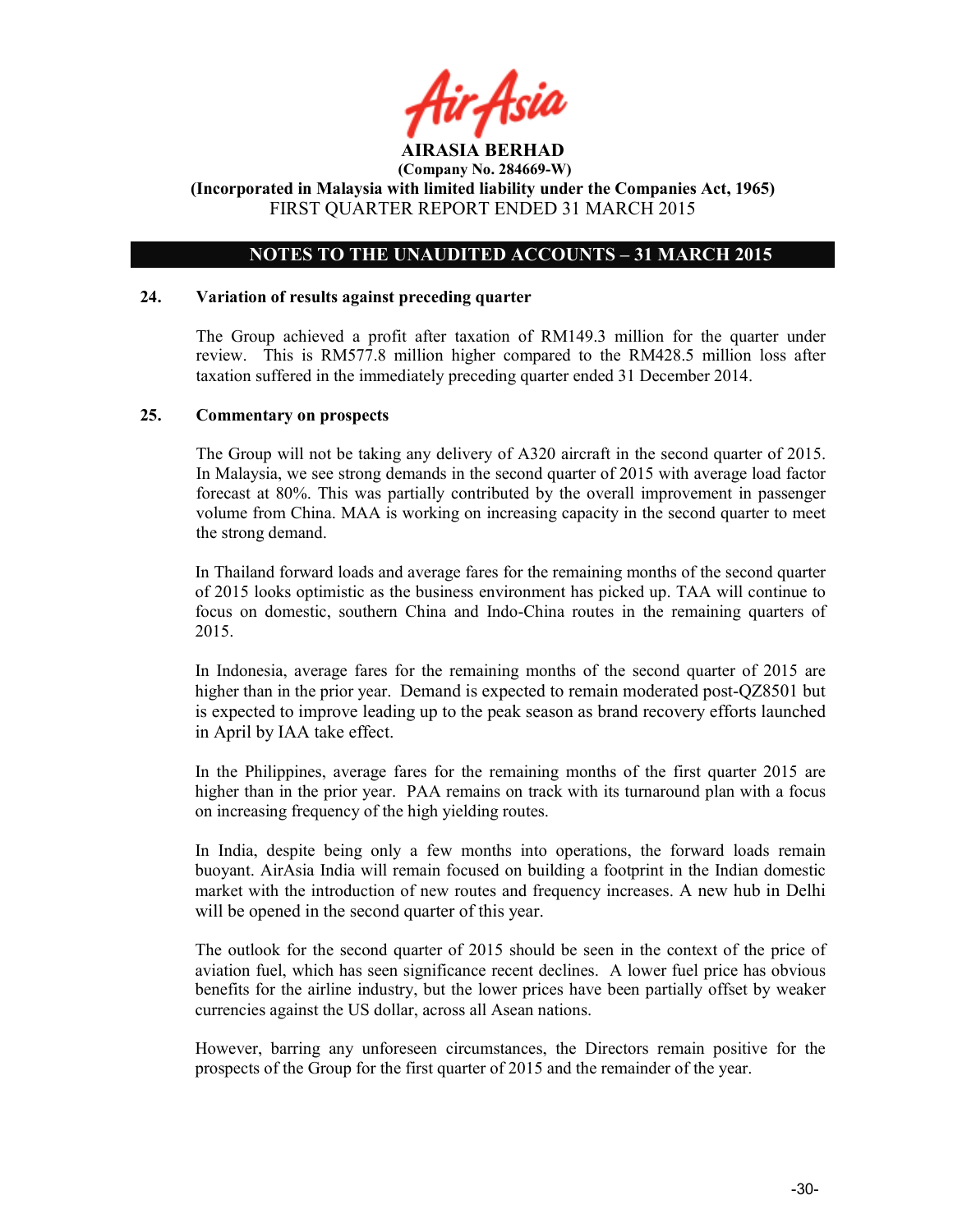**AIRASIA BERHAD**
**(Company No. 284669-W)**
**(Incorporated in Malaysia with limited liability under the Companies Act, 1965)**
FIRST QUARTER REPORT ENDED 31 MARCH 2015

## NOTES TO THE UNAUDITED ACCOUNTS – 31 MARCH 2015

### 24. Variation of results against preceding quarter

The Group achieved a profit after taxation of RM149.3 million for the quarter under review. This is RM577.8 million higher compared to the RM428.5 million loss after taxation suffered in the immediately preceding quarter ended 31 December 2014.

### 25. Commentary on prospects

The Group will not be taking any delivery of A320 aircraft in the second quarter of 2015. In Malaysia, we see strong demands in the second quarter of 2015 with average load factor forecast at 80%. This was partially contributed by the overall improvement in passenger volume from China. MAA is working on increasing capacity in the second quarter to meet the strong demand.

In Thailand forward loads and average fares for the remaining months of the second quarter of 2015 looks optimistic as the business environment has picked up. TAA will continue to focus on domestic, southern China and Indo-China routes in the remaining quarters of 2015.

In Indonesia, average fares for the remaining months of the second quarter of 2015 are higher than in the prior year. Demand is expected to remain moderated post-QZ8501 but is expected to improve leading up to the peak season as brand recovery efforts launched in April by IAA take effect.

In the Philippines, average fares for the remaining months of the first quarter 2015 are higher than in the prior year. PAA remains on track with its turnaround plan with a focus on increasing frequency of the high yielding routes.

In India, despite being only a few months into operations, the forward loads remain buoyant. AirAsia India will remain focused on building a footprint in the Indian domestic market with the introduction of new routes and frequency increases. A new hub in Delhi will be opened in the second quarter of this year.

The outlook for the second quarter of 2015 should be seen in the context of the price of aviation fuel, which has seen significance recent declines. A lower fuel price has obvious benefits for the airline industry, but the lower prices have been partially offset by weaker currencies against the US dollar, across all Asean nations.

However, barring any unforeseen circumstances, the Directors remain positive for the prospects of the Group for the first quarter of 2015 and the remainder of the year.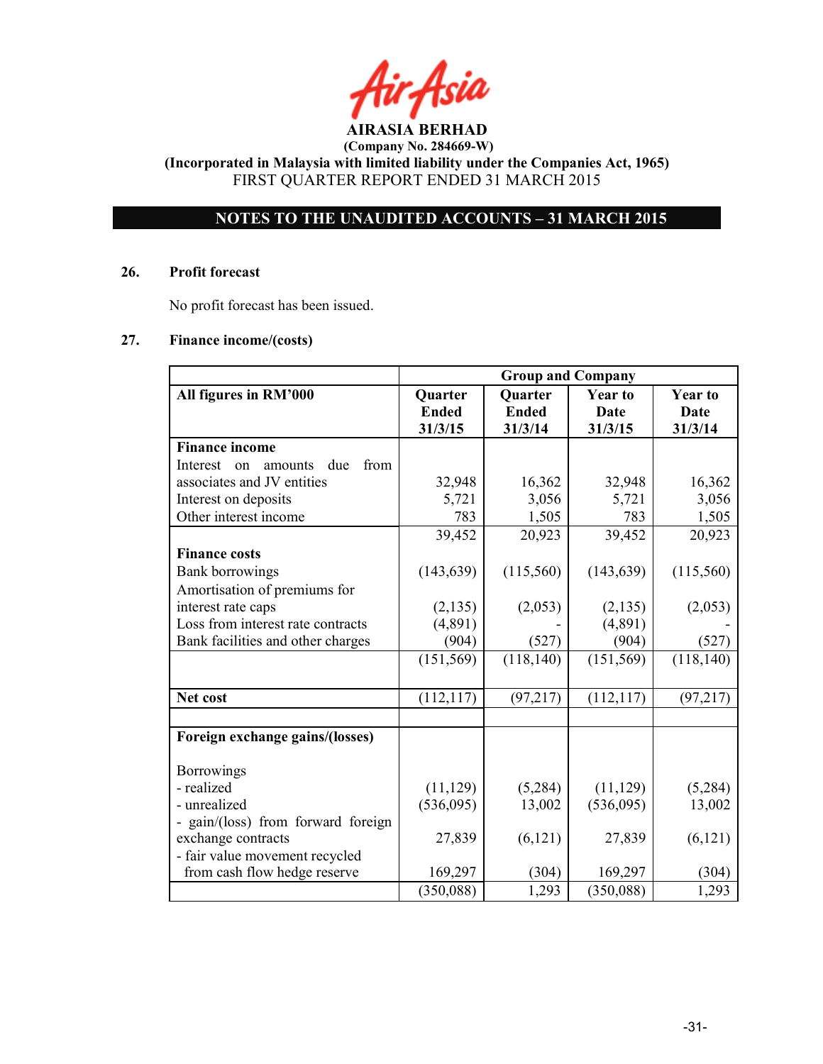**AIRASIA BERHAD**
**(Company No. 284669-W)**
**(Incorporated in Malaysia with limited liability under the Companies Act, 1965)**
FIRST QUARTER REPORT ENDED 31 MARCH 2015

**NOTES TO THE UNAUDITED ACCOUNTS – 31 MARCH 2015**

## 26. Profit forecast

No profit forecast has been issued.

## 27. Finance income/(costs)

| | Group and Company | | | |
|---|---|---|---|---|
| **All figures in RM'000** | **Quarter Ended 31/3/15** | **Quarter Ended 31/3/14** | **Year to Date 31/3/15** | **Year to Date 31/3/14** |
| **Finance income** | | | | |
| Interest on amounts due from associates and JV entities | 32,948 | 16,362 | 32,948 | 16,362 |
| Interest on deposits | 5,721 | 3,056 | 5,721 | 3,056 |
| Other interest income | 783 | 1,505 | 783 | 1,505 |
| | 39,452 | 20,923 | 39,452 | 20,923 |
| **Finance costs** | | | | |
| Bank borrowings | (143,639) | (115,560) | (143,639) | (115,560) |
| Amortisation of premiums for interest rate caps | (2,135) | (2,053) | (2,135) | (2,053) |
| Loss from interest rate contracts | (4,891) | - | (4,891) | - |
| Bank facilities and other charges | (904) | (527) | (904) | (527) |
| | (151,569) | (118,140) | (151,569) | (118,140) |
| **Net cost** | (112,117) | (97,217) | (112,117) | (97,217) |
| | | | | |
| **Foreign exchange gains/(losses)** | | | | |
| Borrowings | | | | |
| - realized | (11,129) | (5,284) | (11,129) | (5,284) |
| - unrealized | (536,095) | 13,002 | (536,095) | 13,002 |
| - gain/(loss) from forward foreign exchange contracts | 27,839 | (6,121) | 27,839 | (6,121) |
| - fair value movement recycled from cash flow hedge reserve | 169,297 | (304) | 169,297 | (304) |
| | (350,088) | 1,293 | (350,088) | 1,293 |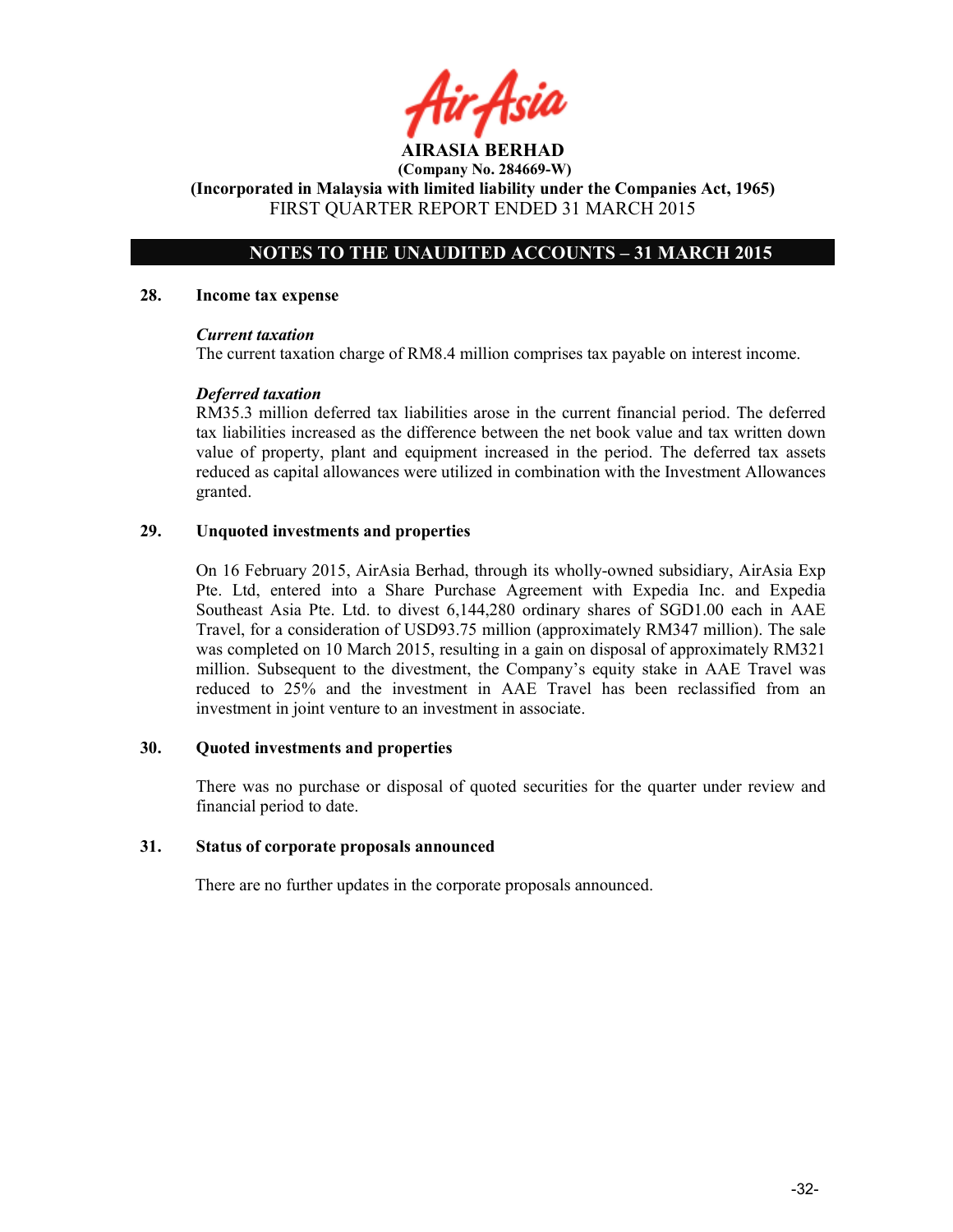## NOTES TO THE UNAUDITED ACCOUNTS – 31 MARCH 2015

### 28. Income tax expense

***Current taxation***

The current taxation charge of RM8.4 million comprises tax payable on interest income.

***Deferred taxation***

RM35.3 million deferred tax liabilities arose in the current financial period. The deferred tax liabilities increased as the difference between the net book value and tax written down value of property, plant and equipment increased in the period. The deferred tax assets reduced as capital allowances were utilized in combination with the Investment Allowances granted.

### 29. Unquoted investments and properties

On 16 February 2015, AirAsia Berhad, through its wholly-owned subsidiary, AirAsia Exp Pte. Ltd, entered into a Share Purchase Agreement with Expedia Inc. and Expedia Southeast Asia Pte. Ltd. to divest 6,144,280 ordinary shares of SGD1.00 each in AAE Travel, for a consideration of USD93.75 million (approximately RM347 million). The sale was completed on 10 March 2015, resulting in a gain on disposal of approximately RM321 million. Subsequent to the divestment, the Company's equity stake in AAE Travel was reduced to 25% and the investment in AAE Travel has been reclassified from an investment in joint venture to an investment in associate.

### 30. Quoted investments and properties

There was no purchase or disposal of quoted securities for the quarter under review and financial period to date.

### 31. Status of corporate proposals announced

There are no further updates in the corporate proposals announced.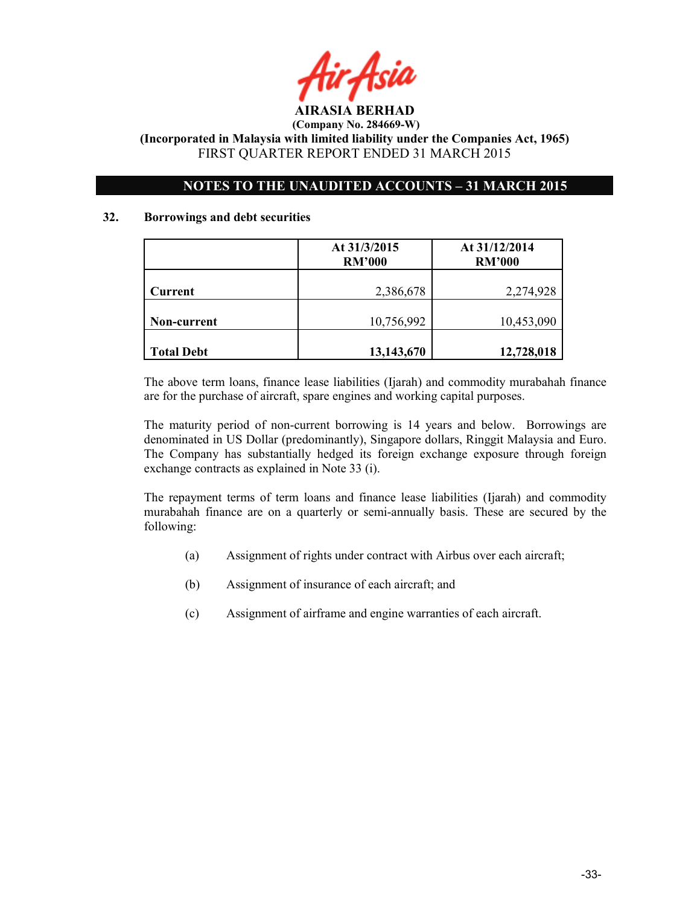AIRASIA BERHAD
(Company No. 284669-W)
(Incorporated in Malaysia with limited liability under the Companies Act, 1965)
FIRST QUARTER REPORT ENDED 31 MARCH 2015

## NOTES TO THE UNAUDITED ACCOUNTS – 31 MARCH 2015

### 32. Borrowings and debt securities

| | At 31/3/2015 RM'000 | At 31/12/2014 RM'000 |
|---|---|---|
| **Current** | 2,386,678 | 2,274,928 |
| **Non-current** | 10,756,992 | 10,453,090 |
| **Total Debt** | **13,143,670** | **12,728,018** |

The above term loans, finance lease liabilities (Ijarah) and commodity murabahah finance are for the purchase of aircraft, spare engines and working capital purposes.

The maturity period of non-current borrowing is 14 years and below. Borrowings are denominated in US Dollar (predominantly), Singapore dollars, Ringgit Malaysia and Euro. The Company has substantially hedged its foreign exchange exposure through foreign exchange contracts as explained in Note 33 (i).

The repayment terms of term loans and finance lease liabilities (Ijarah) and commodity murabahah finance are on a quarterly or semi-annually basis. These are secured by the following:

(a) Assignment of rights under contract with Airbus over each aircraft;

(b) Assignment of insurance of each aircraft; and

(c) Assignment of airframe and engine warranties of each aircraft.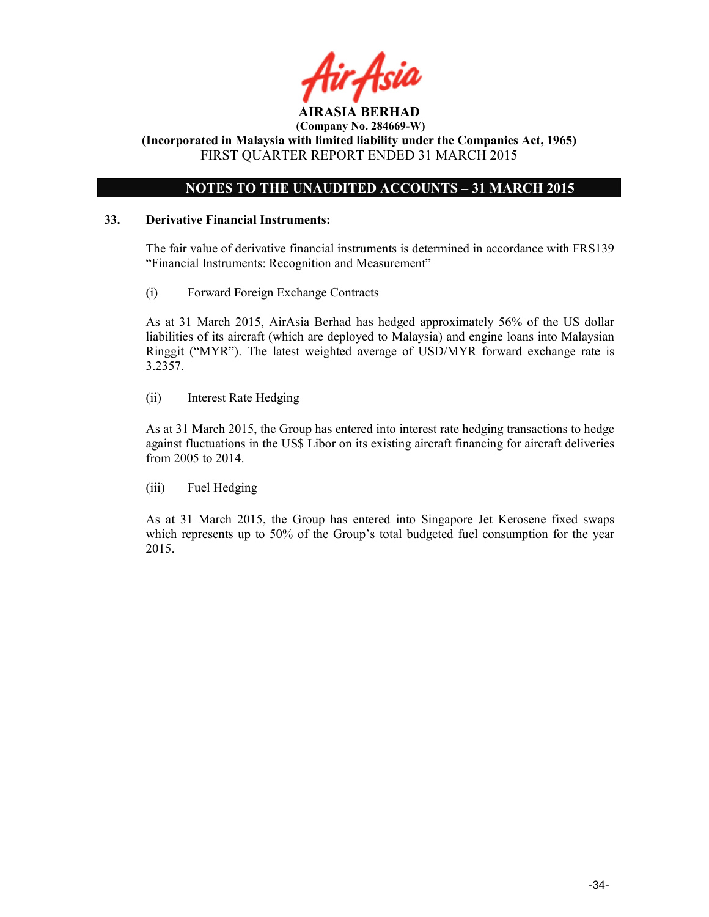**AIRASIA BERHAD**
**(Company No. 284669-W)**
**(Incorporated in Malaysia with limited liability under the Companies Act, 1965)**
FIRST QUARTER REPORT ENDED 31 MARCH 2015

## NOTES TO THE UNAUDITED ACCOUNTS – 31 MARCH 2015

### 33. Derivative Financial Instruments:

The fair value of derivative financial instruments is determined in accordance with FRS139 "Financial Instruments: Recognition and Measurement"

(i) Forward Foreign Exchange Contracts

As at 31 March 2015, AirAsia Berhad has hedged approximately 56% of the US dollar liabilities of its aircraft (which are deployed to Malaysia) and engine loans into Malaysian Ringgit ("MYR"). The latest weighted average of USD/MYR forward exchange rate is 3.2357.

(ii) Interest Rate Hedging

As at 31 March 2015, the Group has entered into interest rate hedging transactions to hedge against fluctuations in the US$ Libor on its existing aircraft financing for aircraft deliveries from 2005 to 2014.

(iii) Fuel Hedging

As at 31 March 2015, the Group has entered into Singapore Jet Kerosene fixed swaps which represents up to 50% of the Group's total budgeted fuel consumption for the year 2015.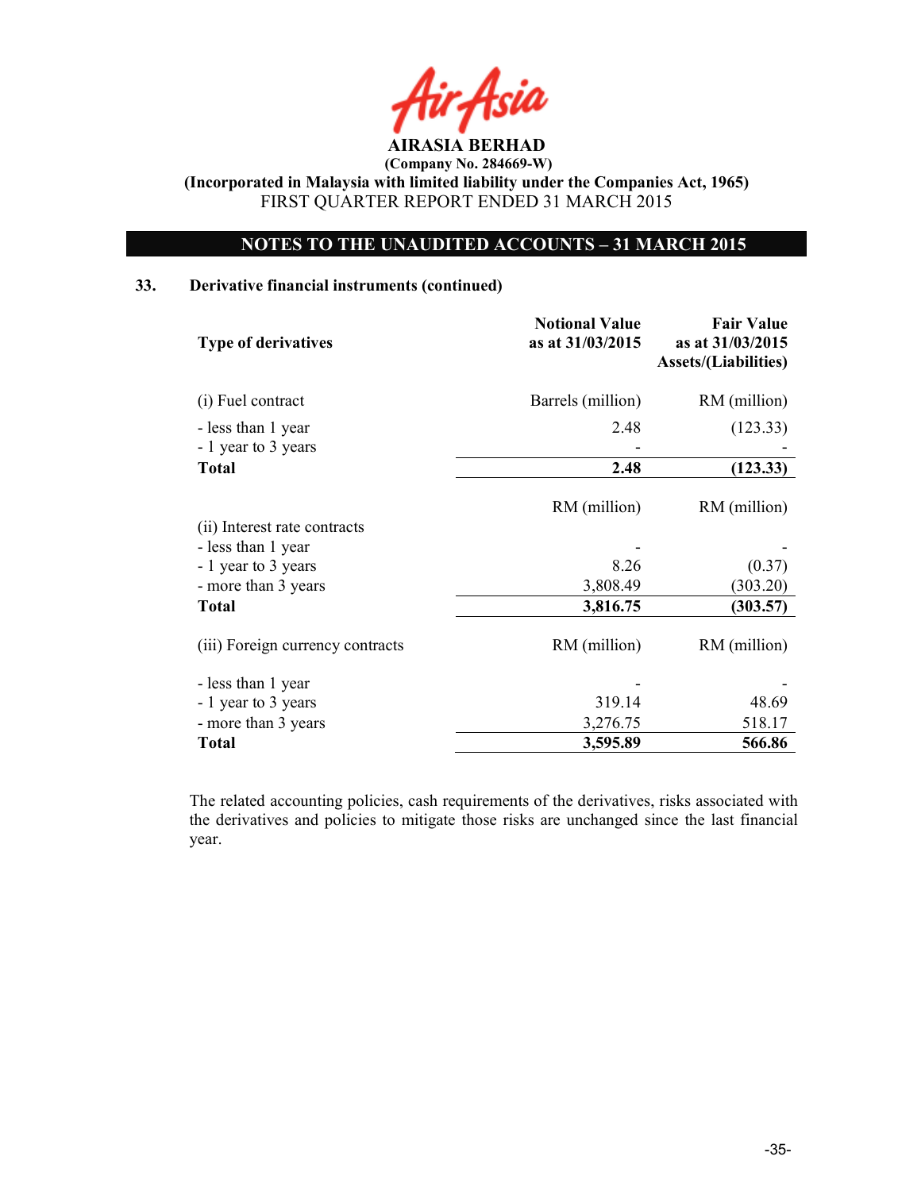**AIRASIA BERHAD**

**(Company No. 284669-W)**

**(Incorporated in Malaysia with limited liability under the Companies Act, 1965)**

FIRST QUARTER REPORT ENDED 31 MARCH 2015

## NOTES TO THE UNAUDITED ACCOUNTS – 31 MARCH 2015

### 33. Derivative financial instruments (continued)

| Type of derivatives | Notional Value as at 31/03/2015 | Fair Value as at 31/03/2015 Assets/(Liabilities) |
|---|---|---|
| (i) Fuel contract | Barrels (million) | RM (million) |
| - less than 1 year | 2.48 | (123.33) |
| - 1 year to 3 years | - | - |
| **Total** | **2.48** | **(123.33)** |
| | RM (million) | RM (million) |
| (ii) Interest rate contracts | | |
| - less than 1 year | - | - |
| - 1 year to 3 years | 8.26 | (0.37) |
| - more than 3 years | 3,808.49 | (303.20) |
| **Total** | **3,816.75** | **(303.57)** |
| (iii) Foreign currency contracts | RM (million) | RM (million) |
| - less than 1 year | - | - |
| - 1 year to 3 years | 319.14 | 48.69 |
| - more than 3 years | 3,276.75 | 518.17 |
| **Total** | **3,595.89** | **566.86** |

The related accounting policies, cash requirements of the derivatives, risks associated with the derivatives and policies to mitigate those risks are unchanged since the last financial year.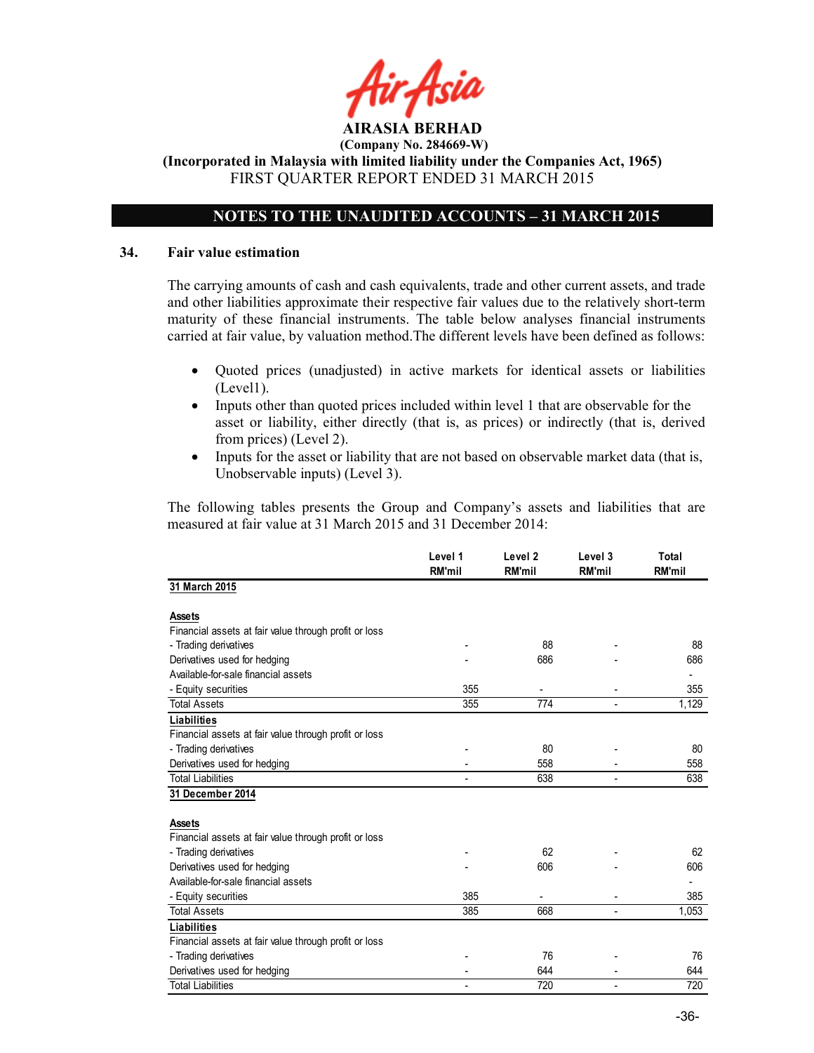AIRASIA BERHAD
(Company No. 284669-W)
(Incorporated in Malaysia with limited liability under the Companies Act, 1965)
FIRST QUARTER REPORT ENDED 31 MARCH 2015

## NOTES TO THE UNAUDITED ACCOUNTS – 31 MARCH 2015

### 34. Fair value estimation

The carrying amounts of cash and cash equivalents, trade and other current assets, and trade and other liabilities approximate their respective fair values due to the relatively short-term maturity of these financial instruments. The table below analyses financial instruments carried at fair value, by valuation method.The different levels have been defined as follows:

- Quoted prices (unadjusted) in active markets for identical assets or liabilities (Level1).
- Inputs other than quoted prices included within level 1 that are observable for the asset or liability, either directly (that is, as prices) or indirectly (that is, derived from prices) (Level 2).
- Inputs for the asset or liability that are not based on observable market data (that is, Unobservable inputs) (Level 3).

The following tables presents the Group and Company's assets and liabilities that are measured at fair value at 31 March 2015 and 31 December 2014:

| | Level 1 RM'mil | Level 2 RM'mil | Level 3 RM'mil | Total RM'mil |
|---|---|---|---|---|
| **31 March 2015** | | | | |
| **Assets** | | | | |
| Financial assets at fair value through profit or loss | | | | |
| - Trading derivatives | - | 88 | - | 88 |
| Derivatives used for hedging | - | 686 | - | 686 |
| Available-for-sale financial assets | | | | - |
| - Equity securities | 355 | - | - | 355 |
| Total Assets | 355 | 774 | - | 1,129 |
| **Liabilities** | | | | |
| Financial assets at fair value through profit or loss | | | | |
| - Trading derivatives | - | 80 | - | 80 |
| Derivatives used for hedging | - | 558 | - | 558 |
| Total Liabilities | - | 638 | - | 638 |
| **31 December 2014** | | | | |
| **Assets** | | | | |
| Financial assets at fair value through profit or loss | | | | |
| - Trading derivatives | - | 62 | - | 62 |
| Derivatives used for hedging | - | 606 | - | 606 |
| Available-for-sale financial assets | | | | - |
| - Equity securities | 385 | - | - | 385 |
| Total Assets | 385 | 668 | - | 1,053 |
| **Liabilities** | | | | |
| Financial assets at fair value through profit or loss | | | | |
| - Trading derivatives | - | 76 | - | 76 |
| Derivatives used for hedging | - | 644 | - | 644 |
| Total Liabilities | - | 720 | - | 720 |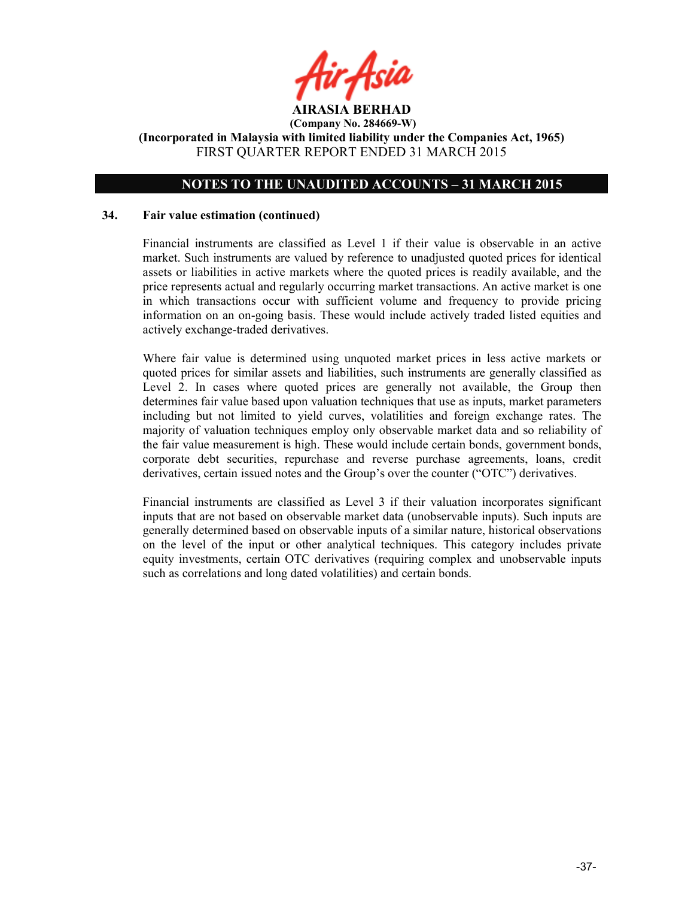## NOTES TO THE UNAUDITED ACCOUNTS – 31 MARCH 2015

### 34. Fair value estimation (continued)

Financial instruments are classified as Level 1 if their value is observable in an active market. Such instruments are valued by reference to unadjusted quoted prices for identical assets or liabilities in active markets where the quoted prices is readily available, and the price represents actual and regularly occurring market transactions. An active market is one in which transactions occur with sufficient volume and frequency to provide pricing information on an on-going basis. These would include actively traded listed equities and actively exchange-traded derivatives.

Where fair value is determined using unquoted market prices in less active markets or quoted prices for similar assets and liabilities, such instruments are generally classified as Level 2. In cases where quoted prices are generally not available, the Group then determines fair value based upon valuation techniques that use as inputs, market parameters including but not limited to yield curves, volatilities and foreign exchange rates. The majority of valuation techniques employ only observable market data and so reliability of the fair value measurement is high. These would include certain bonds, government bonds, corporate debt securities, repurchase and reverse purchase agreements, loans, credit derivatives, certain issued notes and the Group's over the counter ("OTC") derivatives.

Financial instruments are classified as Level 3 if their valuation incorporates significant inputs that are not based on observable market data (unobservable inputs). Such inputs are generally determined based on observable inputs of a similar nature, historical observations on the level of the input or other analytical techniques. This category includes private equity investments, certain OTC derivatives (requiring complex and unobservable inputs such as correlations and long dated volatilities) and certain bonds.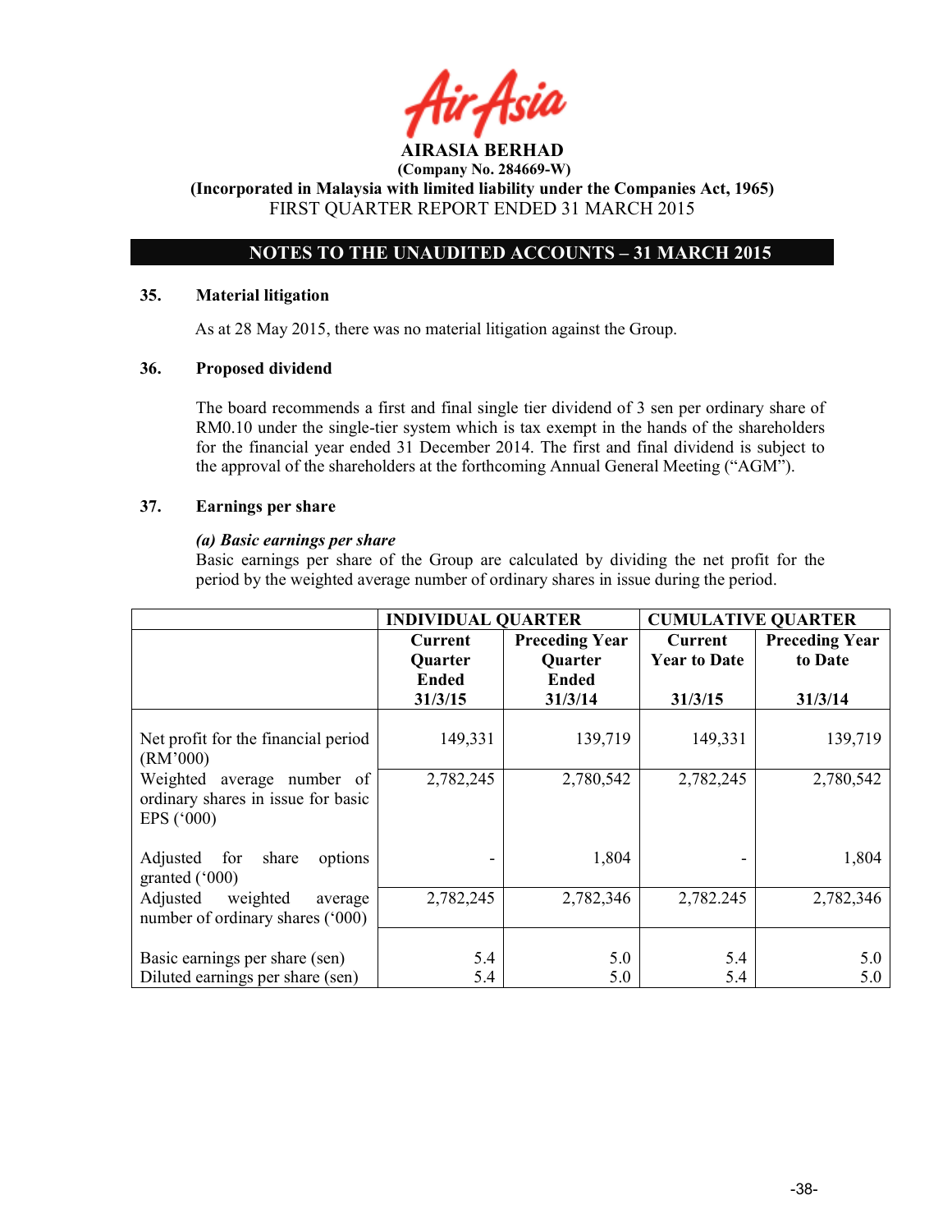**AIRASIA BERHAD**

**(Company No. 284669-W)**

**(Incorporated in Malaysia with limited liability under the Companies Act, 1965)**

FIRST QUARTER REPORT ENDED 31 MARCH 2015

## NOTES TO THE UNAUDITED ACCOUNTS – 31 MARCH 2015

### 35. Material litigation

As at 28 May 2015, there was no material litigation against the Group.

### 36. Proposed dividend

The board recommends a first and final single tier dividend of 3 sen per ordinary share of RM0.10 under the single-tier system which is tax exempt in the hands of the shareholders for the financial year ended 31 December 2014. The first and final dividend is subject to the approval of the shareholders at the forthcoming Annual General Meeting ("AGM").

### 37. Earnings per share

***(a) Basic earnings per share***

Basic earnings per share of the Group are calculated by dividing the net profit for the period by the weighted average number of ordinary shares in issue during the period.

| | INDIVIDUAL QUARTER | | CUMULATIVE QUARTER | |
|---|---|---|---|---|
| | Current Quarter Ended 31/3/15 | Preceding Year Quarter Ended 31/3/14 | Current Year to Date 31/3/15 | Preceding Year to Date 31/3/14 |
| Net profit for the financial period (RM'000) | 149,331 | 139,719 | 149,331 | 139,719 |
| Weighted average number of ordinary shares in issue for basic EPS ('000) | 2,782,245 | 2,780,542 | 2,782,245 | 2,780,542 |
| Adjusted for share options granted ('000) | - | 1,804 | - | 1,804 |
| Adjusted weighted average number of ordinary shares ('000) | 2,782,245 | 2,782,346 | 2,782.245 | 2,782,346 |
| Basic earnings per share (sen) | 5.4 | 5.0 | 5.4 | 5.0 |
| Diluted earnings per share (sen) | 5.4 | 5.0 | 5.4 | 5.0 |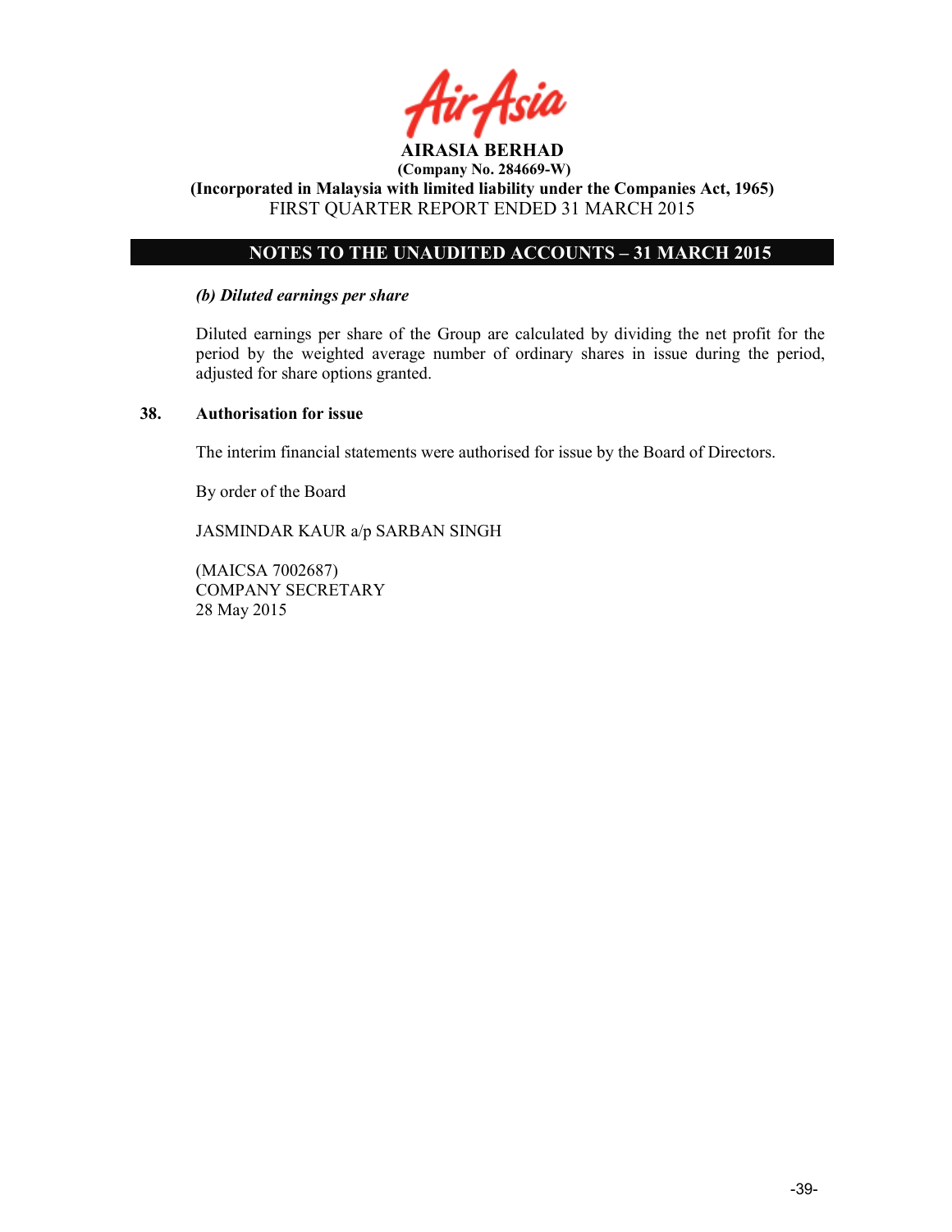**NOTES TO THE UNAUDITED ACCOUNTS – 31 MARCH 2015**

*(b) Diluted earnings per share*

Diluted earnings per share of the Group are calculated by dividing the net profit for the period by the weighted average number of ordinary shares in issue during the period, adjusted for share options granted.

**38. Authorisation for issue**

The interim financial statements were authorised for issue by the Board of Directors.

By order of the Board

JASMINDAR KAUR a/p SARBAN SINGH

(MAICSA 7002687)
COMPANY SECRETARY
28 May 2015